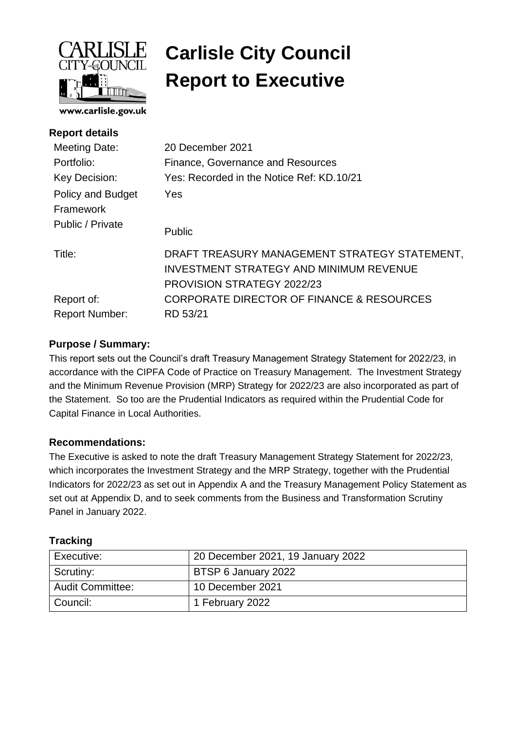# Carlisle City Council
# Report to Executive

www.carlisle.gov.uk

**Report details**

| | |
|---|---|
| Meeting Date: | 20 December 2021 |
| Portfolio: | Finance, Governance and Resources |
| Key Decision: | Yes: Recorded in the Notice Ref: KD.10/21 |
| Policy and Budget Framework | Yes |
| Public / Private | Public |
| Title: | DRAFT TREASURY MANAGEMENT STRATEGY STATEMENT, INVESTMENT STRATEGY AND MINIMUM REVENUE PROVISION STRATEGY 2022/23 |
| Report of: | CORPORATE DIRECTOR OF FINANCE & RESOURCES |
| Report Number: | RD 53/21 |

### Purpose / Summary:

This report sets out the Council's draft Treasury Management Strategy Statement for 2022/23, in accordance with the CIPFA Code of Practice on Treasury Management. The Investment Strategy and the Minimum Revenue Provision (MRP) Strategy for 2022/23 are also incorporated as part of the Statement. So too are the Prudential Indicators as required within the Prudential Code for Capital Finance in Local Authorities.

### Recommendations:

The Executive is asked to note the draft Treasury Management Strategy Statement for 2022/23, which incorporates the Investment Strategy and the MRP Strategy, together with the Prudential Indicators for 2022/23 as set out in Appendix A and the Treasury Management Policy Statement as set out at Appendix D, and to seek comments from the Business and Transformation Scrutiny Panel in January 2022.

### Tracking

| | |
|---|---|
| Executive: | 20 December 2021, 19 January 2022 |
| Scrutiny: | BTSP 6 January 2022 |
| Audit Committee: | 10 December 2021 |
| Council: | 1 February 2022 |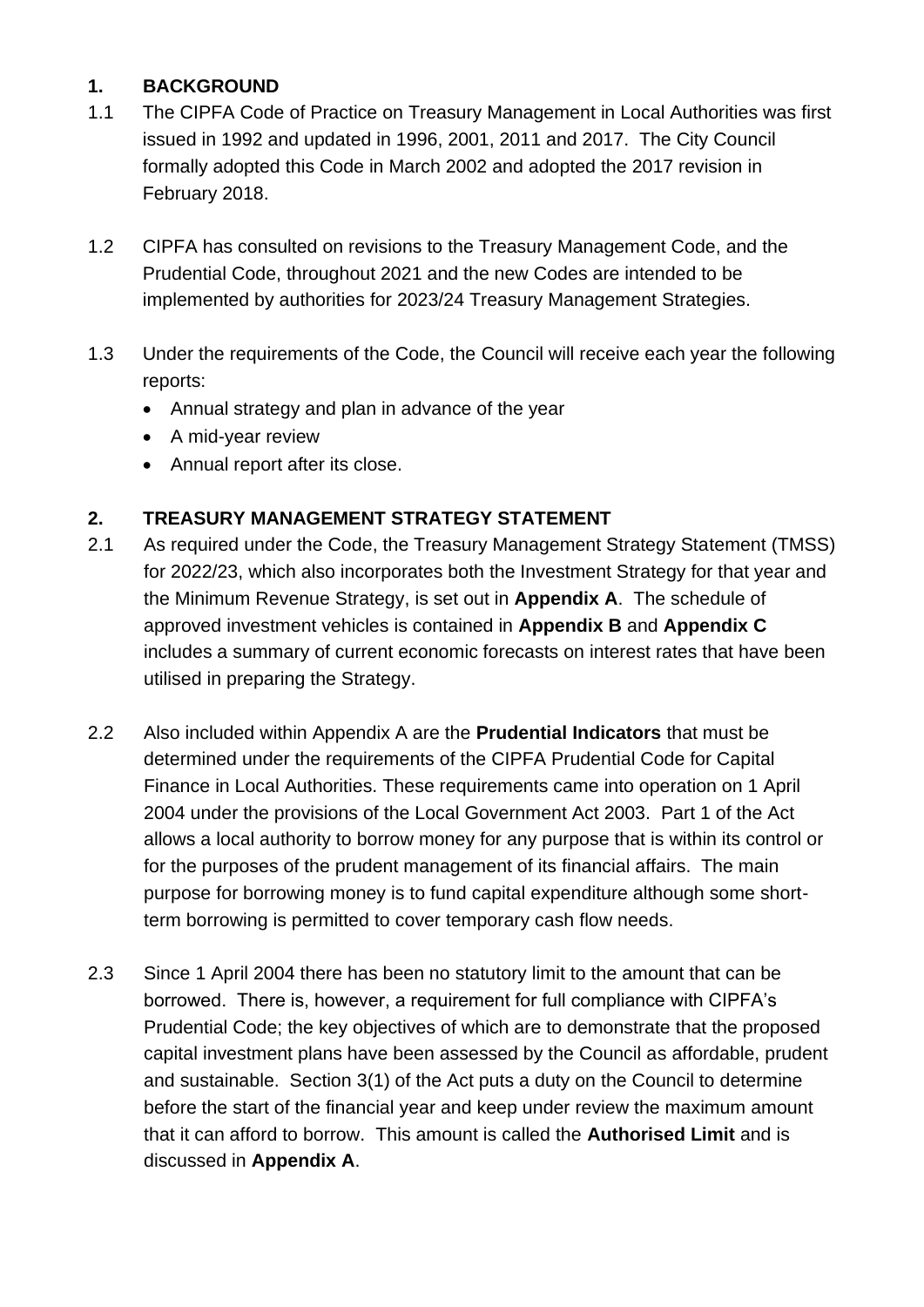## 1. BACKGROUND

1.1 The CIPFA Code of Practice on Treasury Management in Local Authorities was first issued in 1992 and updated in 1996, 2001, 2011 and 2017. The City Council formally adopted this Code in March 2002 and adopted the 2017 revision in February 2018.

1.2 CIPFA has consulted on revisions to the Treasury Management Code, and the Prudential Code, throughout 2021 and the new Codes are intended to be implemented by authorities for 2023/24 Treasury Management Strategies.

1.3 Under the requirements of the Code, the Council will receive each year the following reports:

- Annual strategy and plan in advance of the year
- A mid-year review
- Annual report after its close.

## 2. TREASURY MANAGEMENT STRATEGY STATEMENT

2.1 As required under the Code, the Treasury Management Strategy Statement (TMSS) for 2022/23, which also incorporates both the Investment Strategy for that year and the Minimum Revenue Strategy, is set out in **Appendix A**. The schedule of approved investment vehicles is contained in **Appendix B** and **Appendix C** includes a summary of current economic forecasts on interest rates that have been utilised in preparing the Strategy.

2.2 Also included within Appendix A are the **Prudential Indicators** that must be determined under the requirements of the CIPFA Prudential Code for Capital Finance in Local Authorities. These requirements came into operation on 1 April 2004 under the provisions of the Local Government Act 2003. Part 1 of the Act allows a local authority to borrow money for any purpose that is within its control or for the purposes of the prudent management of its financial affairs. The main purpose for borrowing money is to fund capital expenditure although some short-term borrowing is permitted to cover temporary cash flow needs.

2.3 Since 1 April 2004 there has been no statutory limit to the amount that can be borrowed. There is, however, a requirement for full compliance with CIPFA's Prudential Code; the key objectives of which are to demonstrate that the proposed capital investment plans have been assessed by the Council as affordable, prudent and sustainable. Section 3(1) of the Act puts a duty on the Council to determine before the start of the financial year and keep under review the maximum amount that it can afford to borrow. This amount is called the **Authorised Limit** and is discussed in **Appendix A**.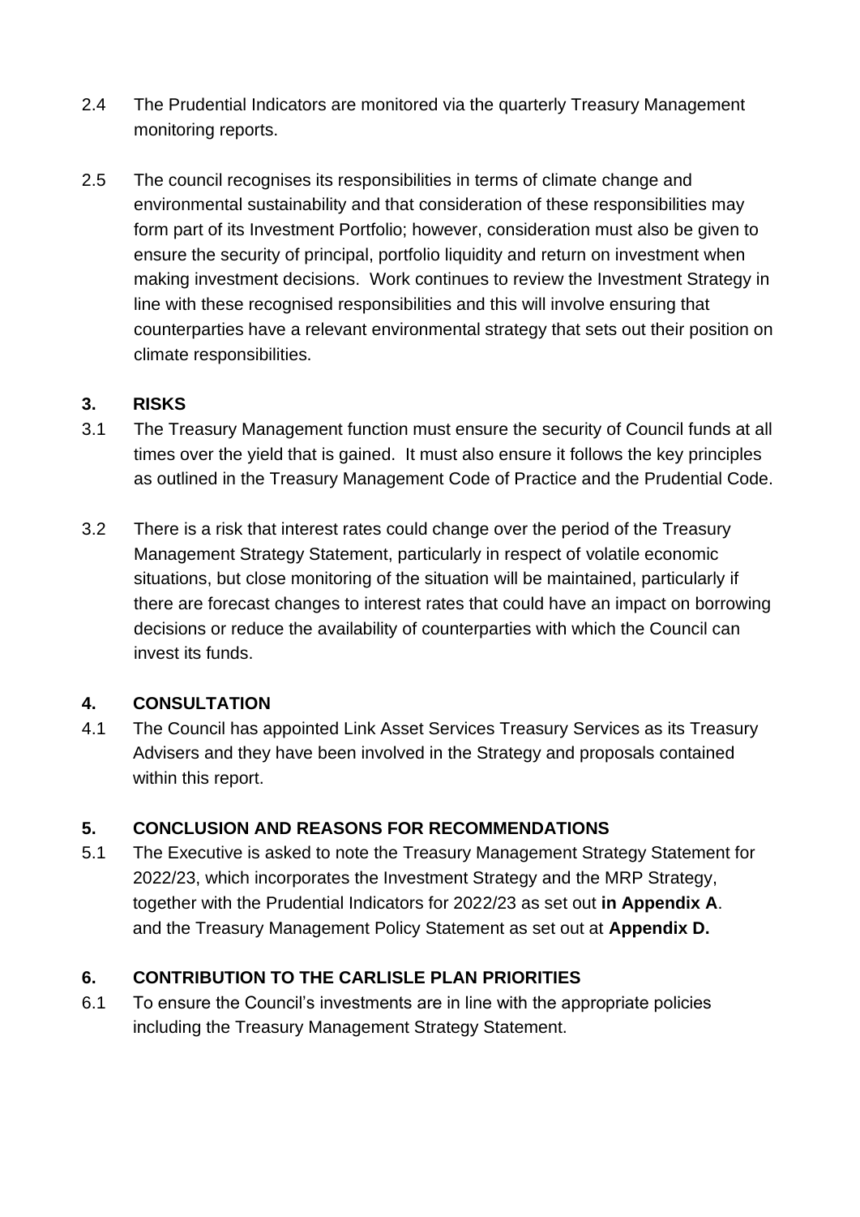2.4 The Prudential Indicators are monitored via the quarterly Treasury Management monitoring reports.

2.5 The council recognises its responsibilities in terms of climate change and environmental sustainability and that consideration of these responsibilities may form part of its Investment Portfolio; however, consideration must also be given to ensure the security of principal, portfolio liquidity and return on investment when making investment decisions. Work continues to review the Investment Strategy in line with these recognised responsibilities and this will involve ensuring that counterparties have a relevant environmental strategy that sets out their position on climate responsibilities.

## 3. RISKS

3.1 The Treasury Management function must ensure the security of Council funds at all times over the yield that is gained. It must also ensure it follows the key principles as outlined in the Treasury Management Code of Practice and the Prudential Code.

3.2 There is a risk that interest rates could change over the period of the Treasury Management Strategy Statement, particularly in respect of volatile economic situations, but close monitoring of the situation will be maintained, particularly if there are forecast changes to interest rates that could have an impact on borrowing decisions or reduce the availability of counterparties with which the Council can invest its funds.

## 4. CONSULTATION

4.1 The Council has appointed Link Asset Services Treasury Services as its Treasury Advisers and they have been involved in the Strategy and proposals contained within this report.

## 5. CONCLUSION AND REASONS FOR RECOMMENDATIONS

5.1 The Executive is asked to note the Treasury Management Strategy Statement for 2022/23, which incorporates the Investment Strategy and the MRP Strategy, together with the Prudential Indicators for 2022/23 as set out **in Appendix A**. and the Treasury Management Policy Statement as set out at **Appendix D.**

## 6. CONTRIBUTION TO THE CARLISLE PLAN PRIORITIES

6.1 To ensure the Council's investments are in line with the appropriate policies including the Treasury Management Strategy Statement.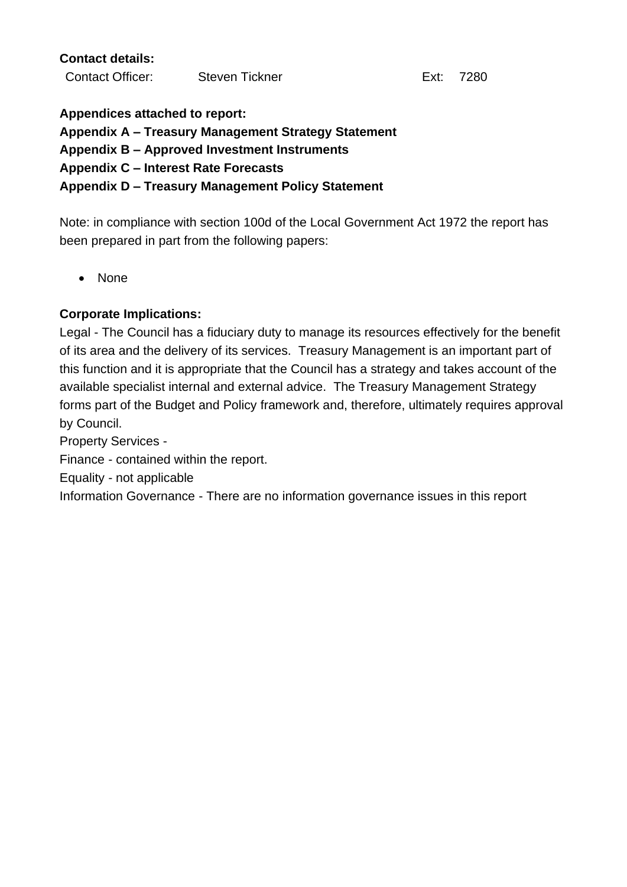**Contact details:**

Contact Officer: Steven Tickner Ext: 7280

**Appendices attached to report:**

**Appendix A – Treasury Management Strategy Statement**

**Appendix B – Approved Investment Instruments**

**Appendix C – Interest Rate Forecasts**

**Appendix D – Treasury Management Policy Statement**

Note: in compliance with section 100d of the Local Government Act 1972 the report has been prepared in part from the following papers:

- None

**Corporate Implications:**

Legal - The Council has a fiduciary duty to manage its resources effectively for the benefit of its area and the delivery of its services. Treasury Management is an important part of this function and it is appropriate that the Council has a strategy and takes account of the available specialist internal and external advice. The Treasury Management Strategy forms part of the Budget and Policy framework and, therefore, ultimately requires approval by Council.

Property Services -

Finance - contained within the report.

Equality - not applicable

Information Governance - There are no information governance issues in this report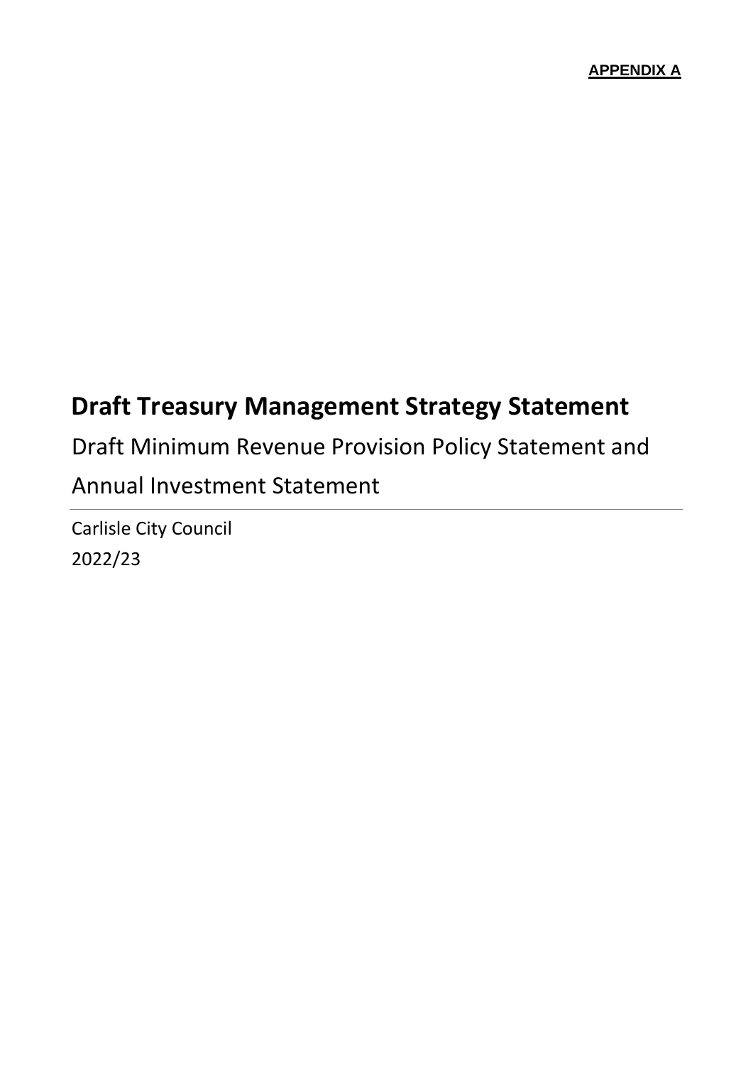**APPENDIX A**

# Draft Treasury Management Strategy Statement

Draft Minimum Revenue Provision Policy Statement and Annual Investment Statement

Carlisle City Council

2022/23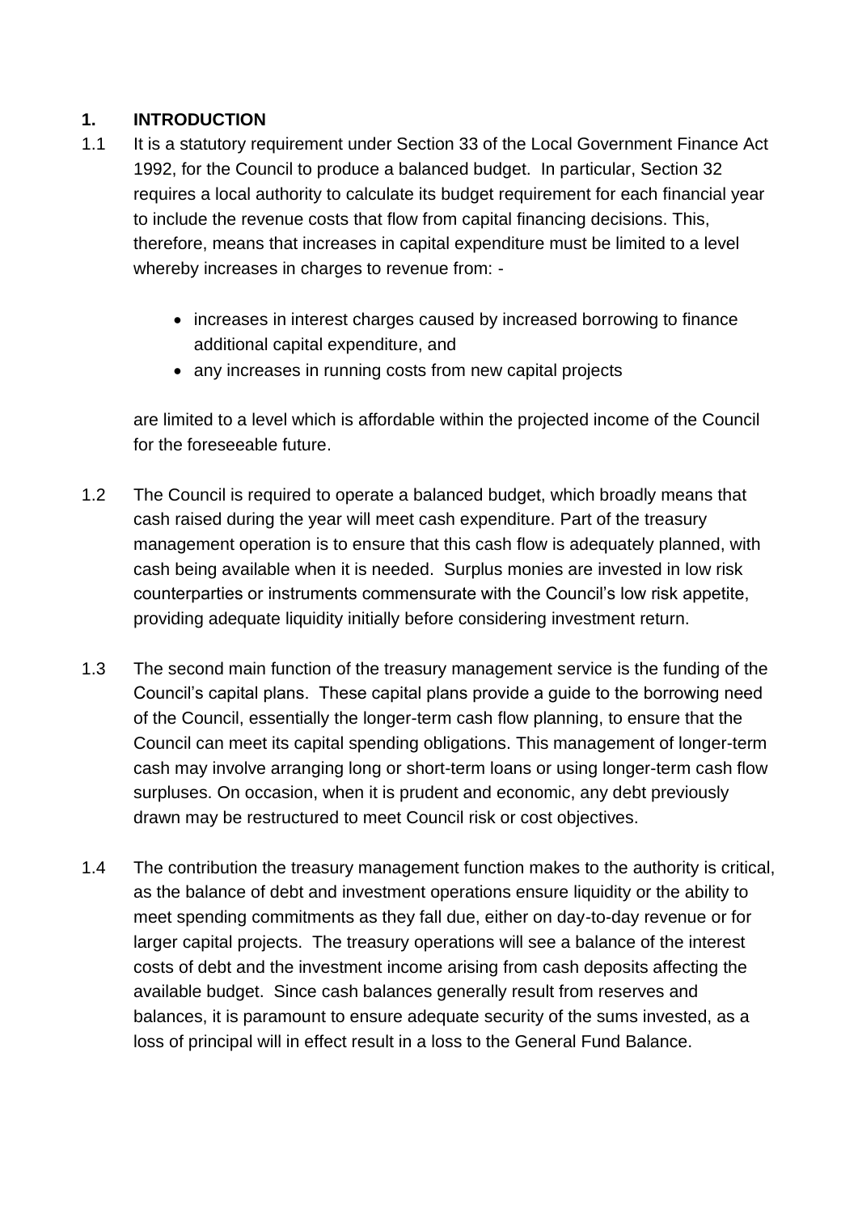## 1. INTRODUCTION

1.1 It is a statutory requirement under Section 33 of the Local Government Finance Act 1992, for the Council to produce a balanced budget. In particular, Section 32 requires a local authority to calculate its budget requirement for each financial year to include the revenue costs that flow from capital financing decisions. This, therefore, means that increases in capital expenditure must be limited to a level whereby increases in charges to revenue from: -

- increases in interest charges caused by increased borrowing to finance additional capital expenditure, and
- any increases in running costs from new capital projects

are limited to a level which is affordable within the projected income of the Council for the foreseeable future.

1.2 The Council is required to operate a balanced budget, which broadly means that cash raised during the year will meet cash expenditure. Part of the treasury management operation is to ensure that this cash flow is adequately planned, with cash being available when it is needed. Surplus monies are invested in low risk counterparties or instruments commensurate with the Council's low risk appetite, providing adequate liquidity initially before considering investment return.

1.3 The second main function of the treasury management service is the funding of the Council's capital plans. These capital plans provide a guide to the borrowing need of the Council, essentially the longer-term cash flow planning, to ensure that the Council can meet its capital spending obligations. This management of longer-term cash may involve arranging long or short-term loans or using longer-term cash flow surpluses. On occasion, when it is prudent and economic, any debt previously drawn may be restructured to meet Council risk or cost objectives.

1.4 The contribution the treasury management function makes to the authority is critical, as the balance of debt and investment operations ensure liquidity or the ability to meet spending commitments as they fall due, either on day-to-day revenue or for larger capital projects. The treasury operations will see a balance of the interest costs of debt and the investment income arising from cash deposits affecting the available budget. Since cash balances generally result from reserves and balances, it is paramount to ensure adequate security of the sums invested, as a loss of principal will in effect result in a loss to the General Fund Balance.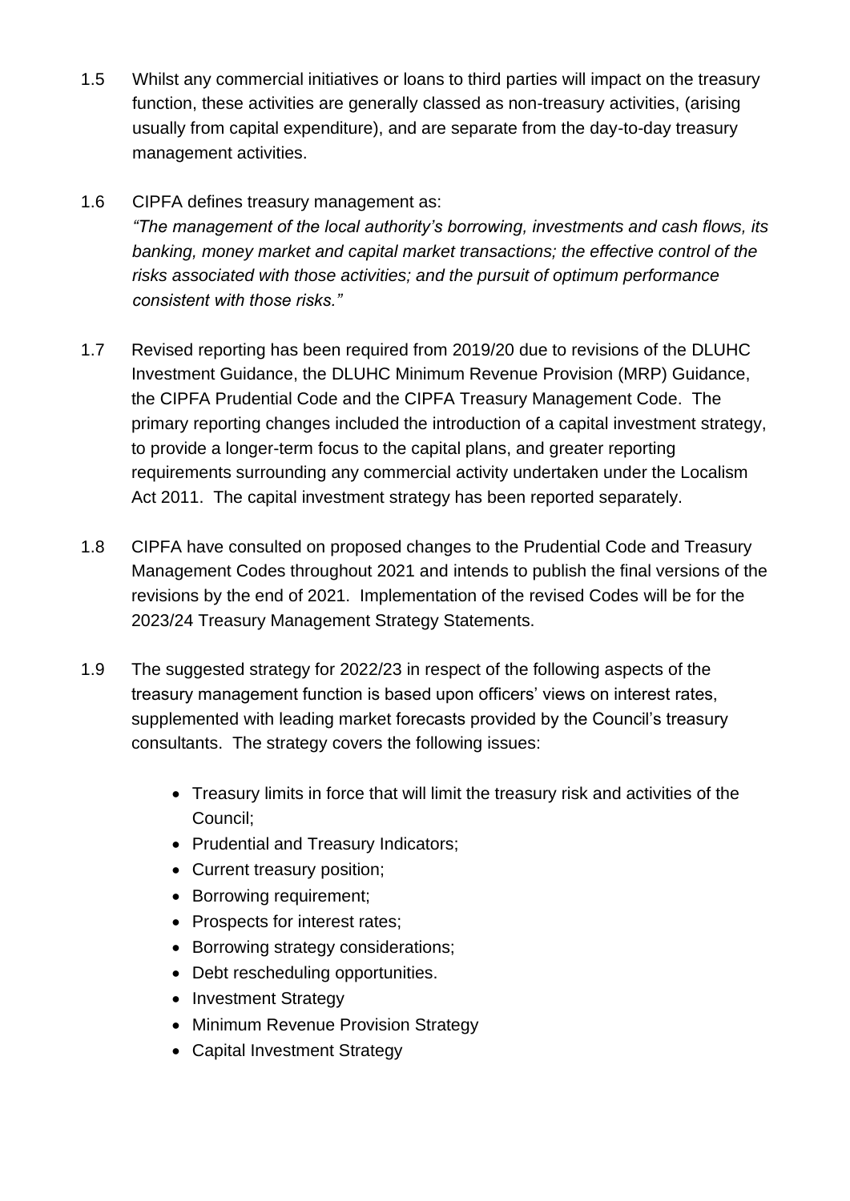1.5 Whilst any commercial initiatives or loans to third parties will impact on the treasury function, these activities are generally classed as non-treasury activities, (arising usually from capital expenditure), and are separate from the day-to-day treasury management activities.

1.6 CIPFA defines treasury management as:
*"The management of the local authority's borrowing, investments and cash flows, its banking, money market and capital market transactions; the effective control of the risks associated with those activities; and the pursuit of optimum performance consistent with those risks."*

1.7 Revised reporting has been required from 2019/20 due to revisions of the DLUHC Investment Guidance, the DLUHC Minimum Revenue Provision (MRP) Guidance, the CIPFA Prudential Code and the CIPFA Treasury Management Code. The primary reporting changes included the introduction of a capital investment strategy, to provide a longer-term focus to the capital plans, and greater reporting requirements surrounding any commercial activity undertaken under the Localism Act 2011. The capital investment strategy has been reported separately.

1.8 CIPFA have consulted on proposed changes to the Prudential Code and Treasury Management Codes throughout 2021 and intends to publish the final versions of the revisions by the end of 2021. Implementation of the revised Codes will be for the 2023/24 Treasury Management Strategy Statements.

1.9 The suggested strategy for 2022/23 in respect of the following aspects of the treasury management function is based upon officers' views on interest rates, supplemented with leading market forecasts provided by the Council's treasury consultants. The strategy covers the following issues:

- Treasury limits in force that will limit the treasury risk and activities of the Council;
- Prudential and Treasury Indicators;
- Current treasury position;
- Borrowing requirement;
- Prospects for interest rates;
- Borrowing strategy considerations;
- Debt rescheduling opportunities.
- Investment Strategy
- Minimum Revenue Provision Strategy
- Capital Investment Strategy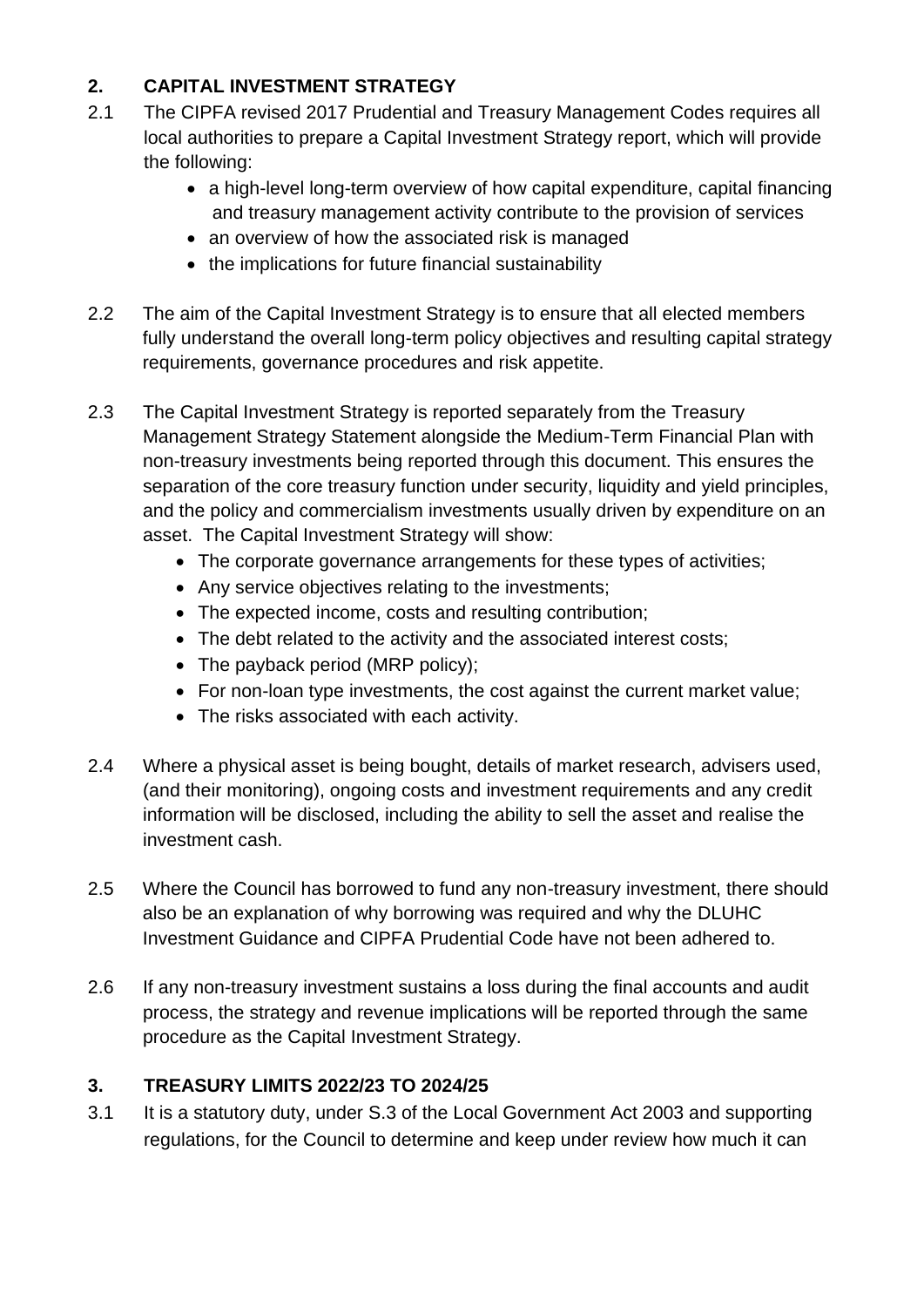## 2. CAPITAL INVESTMENT STRATEGY

2.1 The CIPFA revised 2017 Prudential and Treasury Management Codes requires all local authorities to prepare a Capital Investment Strategy report, which will provide the following:

- a high-level long-term overview of how capital expenditure, capital financing and treasury management activity contribute to the provision of services
- an overview of how the associated risk is managed
- the implications for future financial sustainability

2.2 The aim of the Capital Investment Strategy is to ensure that all elected members fully understand the overall long-term policy objectives and resulting capital strategy requirements, governance procedures and risk appetite.

2.3 The Capital Investment Strategy is reported separately from the Treasury Management Strategy Statement alongside the Medium-Term Financial Plan with non-treasury investments being reported through this document. This ensures the separation of the core treasury function under security, liquidity and yield principles, and the policy and commercialism investments usually driven by expenditure on an asset. The Capital Investment Strategy will show:

- The corporate governance arrangements for these types of activities;
- Any service objectives relating to the investments;
- The expected income, costs and resulting contribution;
- The debt related to the activity and the associated interest costs;
- The payback period (MRP policy);
- For non-loan type investments, the cost against the current market value;
- The risks associated with each activity.

2.4 Where a physical asset is being bought, details of market research, advisers used, (and their monitoring), ongoing costs and investment requirements and any credit information will be disclosed, including the ability to sell the asset and realise the investment cash.

2.5 Where the Council has borrowed to fund any non-treasury investment, there should also be an explanation of why borrowing was required and why the DLUHC Investment Guidance and CIPFA Prudential Code have not been adhered to.

2.6 If any non-treasury investment sustains a loss during the final accounts and audit process, the strategy and revenue implications will be reported through the same procedure as the Capital Investment Strategy.

## 3. TREASURY LIMITS 2022/23 TO 2024/25

3.1 It is a statutory duty, under S.3 of the Local Government Act 2003 and supporting regulations, for the Council to determine and keep under review how much it can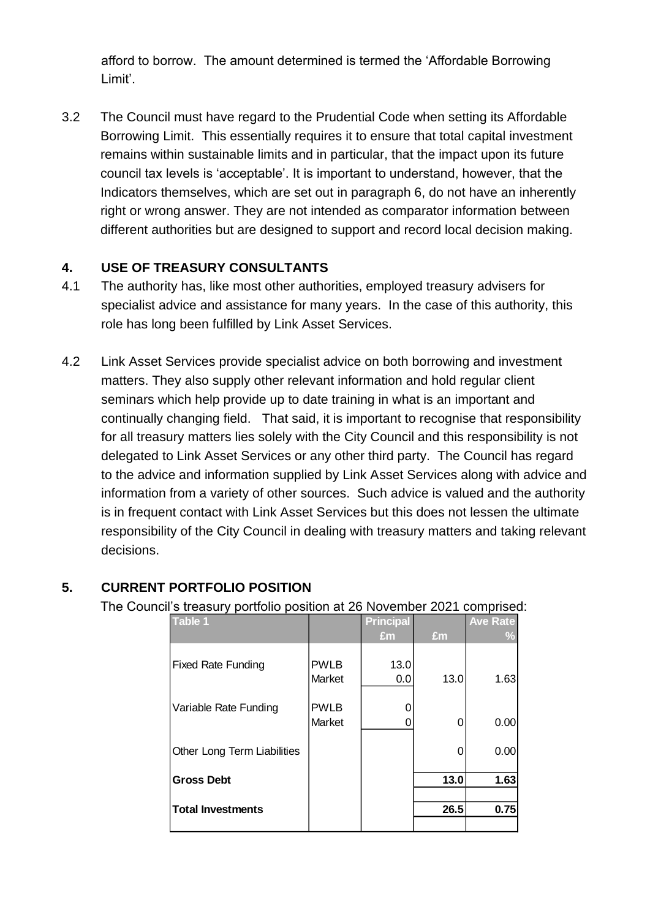afford to borrow. The amount determined is termed the 'Affordable Borrowing Limit'.

3.2 The Council must have regard to the Prudential Code when setting its Affordable Borrowing Limit. This essentially requires it to ensure that total capital investment remains within sustainable limits and in particular, that the impact upon its future council tax levels is 'acceptable'. It is important to understand, however, that the Indicators themselves, which are set out in paragraph 6, do not have an inherently right or wrong answer. They are not intended as comparator information between different authorities but are designed to support and record local decision making.

## 4. USE OF TREASURY CONSULTANTS

4.1 The authority has, like most other authorities, employed treasury advisers for specialist advice and assistance for many years. In the case of this authority, this role has long been fulfilled by Link Asset Services.

4.2 Link Asset Services provide specialist advice on both borrowing and investment matters. They also supply other relevant information and hold regular client seminars which help provide up to date training in what is an important and continually changing field. That said, it is important to recognise that responsibility for all treasury matters lies solely with the City Council and this responsibility is not delegated to Link Asset Services or any other third party. The Council has regard to the advice and information supplied by Link Asset Services along with advice and information from a variety of other sources. Such advice is valued and the authority is in frequent contact with Link Asset Services but this does not lessen the ultimate responsibility of the City Council in dealing with treasury matters and taking relevant decisions.

## 5. CURRENT PORTFOLIO POSITION

The Council's treasury portfolio position at 26 November 2021 comprised:

| Table 1 | | Principal £m | £m | Ave Rate % |
|---|---|---|---|---|
| Fixed Rate Funding | PWLB | 13.0 | | |
| | Market | 0.0 | 13.0 | 1.63 |
| Variable Rate Funding | PWLB | 0 | | |
| | Market | 0 | 0 | 0.00 |
| Other Long Term Liabilities | | | 0 | 0.00 |
| **Gross Debt** | | | **13.0** | **1.63** |
| **Total Investments** | | | **26.5** | **0.75** |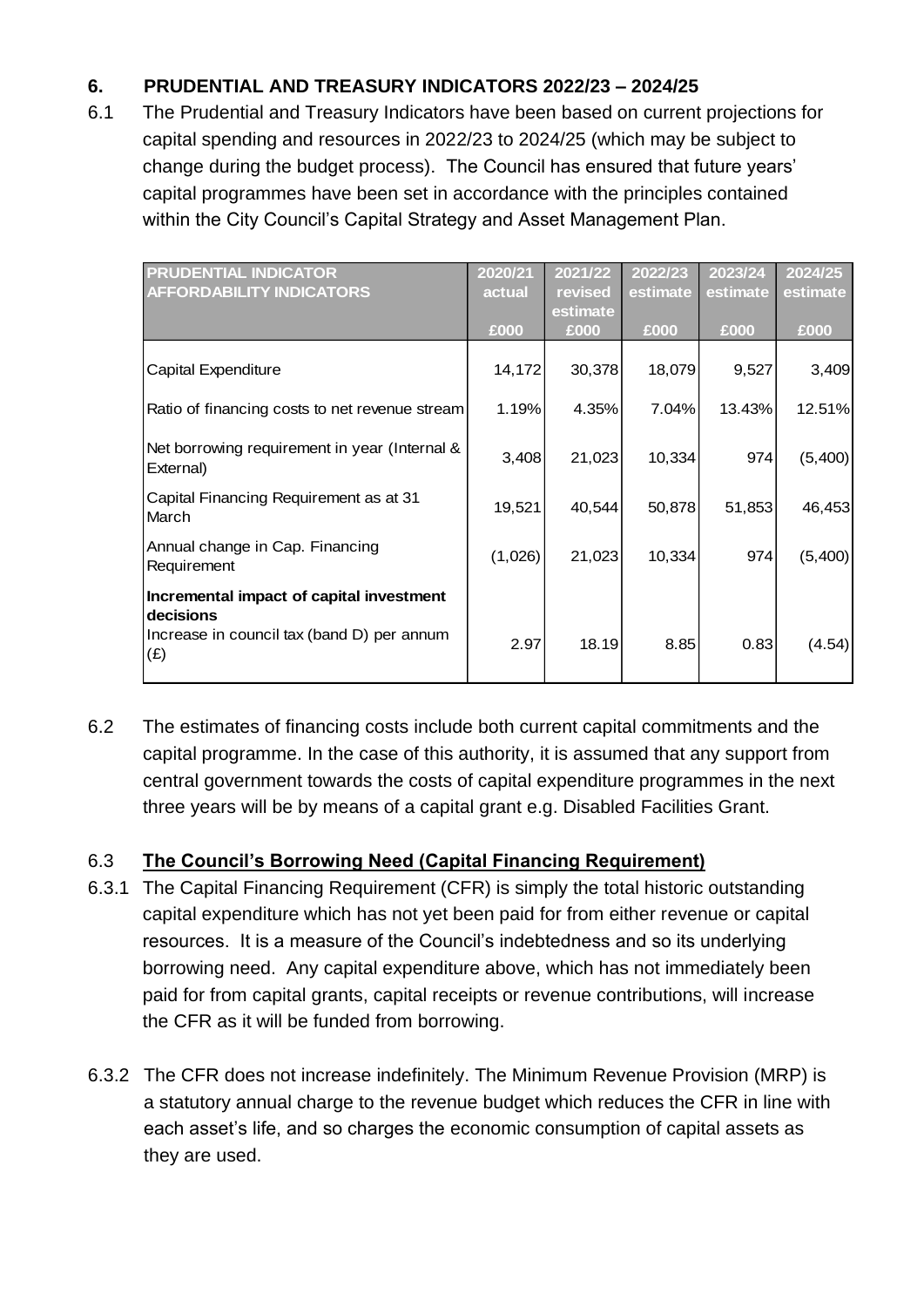## 6. PRUDENTIAL AND TREASURY INDICATORS 2022/23 – 2024/25

6.1 The Prudential and Treasury Indicators have been based on current projections for capital spending and resources in 2022/23 to 2024/25 (which may be subject to change during the budget process). The Council has ensured that future years' capital programmes have been set in accordance with the principles contained within the City Council's Capital Strategy and Asset Management Plan.

| PRUDENTIAL INDICATOR AFFORDABILITY INDICATORS | 2020/21 actual £000 | 2021/22 revised estimate £000 | 2022/23 estimate £000 | 2023/24 estimate £000 | 2024/25 estimate £000 |
|---|---|---|---|---|---|
| Capital Expenditure | 14,172 | 30,378 | 18,079 | 9,527 | 3,409 |
| Ratio of financing costs to net revenue stream | 1.19% | 4.35% | 7.04% | 13.43% | 12.51% |
| Net borrowing requirement in year (Internal & External) | 3,408 | 21,023 | 10,334 | 974 | (5,400) |
| Capital Financing Requirement as at 31 March | 19,521 | 40,544 | 50,878 | 51,853 | 46,453 |
| Annual change in Cap. Financing Requirement | (1,026) | 21,023 | 10,334 | 974 | (5,400) |
| **Incremental impact of capital investment decisions** Increase in council tax (band D) per annum (£) | 2.97 | 18.19 | 8.85 | 0.83 | (4.54) |

6.2 The estimates of financing costs include both current capital commitments and the capital programme. In the case of this authority, it is assumed that any support from central government towards the costs of capital expenditure programmes in the next three years will be by means of a capital grant e.g. Disabled Facilities Grant.

### 6.3 The Council's Borrowing Need (Capital Financing Requirement)

6.3.1 The Capital Financing Requirement (CFR) is simply the total historic outstanding capital expenditure which has not yet been paid for from either revenue or capital resources. It is a measure of the Council's indebtedness and so its underlying borrowing need. Any capital expenditure above, which has not immediately been paid for from capital grants, capital receipts or revenue contributions, will increase the CFR as it will be funded from borrowing.

6.3.2 The CFR does not increase indefinitely. The Minimum Revenue Provision (MRP) is a statutory annual charge to the revenue budget which reduces the CFR in line with each asset's life, and so charges the economic consumption of capital assets as they are used.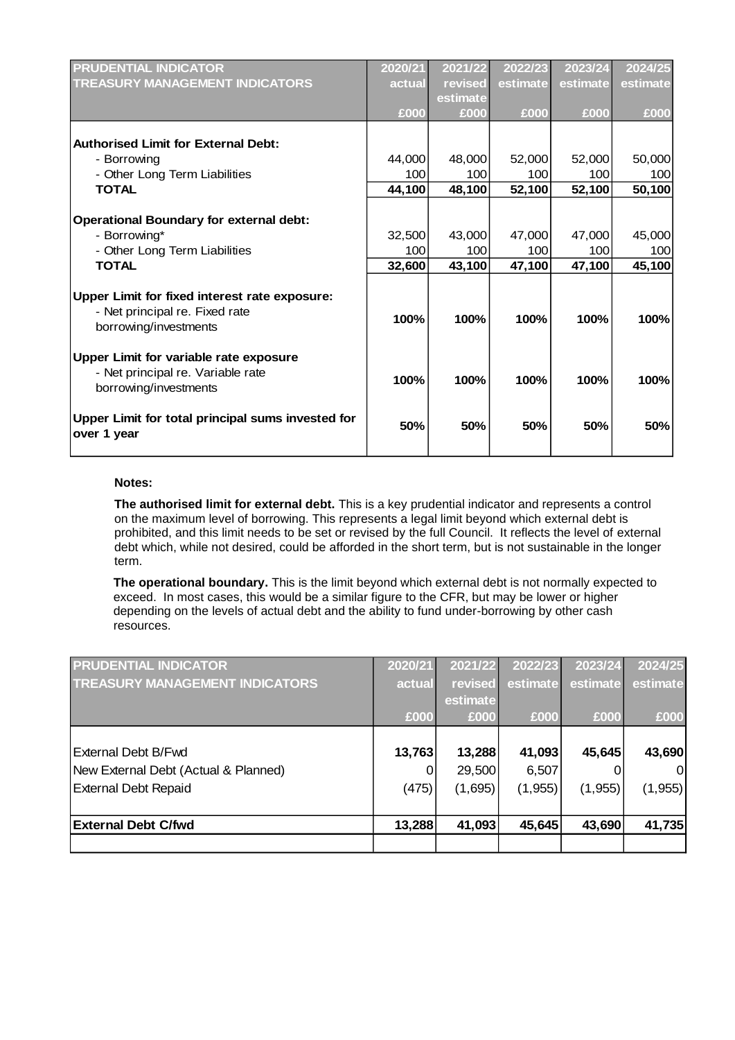| PRUDENTIAL INDICATOR<br>TREASURY MANAGEMENT INDICATORS | 2020/21<br>actual<br>£000 | 2021/22<br>revised estimate<br>£000 | 2022/23<br>estimate<br>£000 | 2023/24<br>estimate<br>£000 | 2024/25<br>estimate<br>£000 |
|---|---|---|---|---|---|
| **Authorised Limit for External Debt:** | | | | | |
| - Borrowing | 44,000 | 48,000 | 52,000 | 52,000 | 50,000 |
| - Other Long Term Liabilities | 100 | 100 | 100 | 100 | 100 |
| **TOTAL** | **44,100** | **48,100** | **52,100** | **52,100** | **50,100** |
| **Operational Boundary for external debt:** | | | | | |
| - Borrowing* | 32,500 | 43,000 | 47,000 | 47,000 | 45,000 |
| - Other Long Term Liabilities | 100 | 100 | 100 | 100 | 100 |
| **TOTAL** | **32,600** | **43,100** | **47,100** | **47,100** | **45,100** |
| **Upper Limit for fixed interest rate exposure:**<br>- Net principal re. Fixed rate borrowing/investments | **100%** | **100%** | **100%** | **100%** | **100%** |
| **Upper Limit for variable rate exposure**<br>- Net principal re. Variable rate borrowing/investments | **100%** | **100%** | **100%** | **100%** | **100%** |
| **Upper Limit for total principal sums invested for over 1 year** | **50%** | **50%** | **50%** | **50%** | **50%** |

**Notes:**

**The authorised limit for external debt.** This is a key prudential indicator and represents a control on the maximum level of borrowing. This represents a legal limit beyond which external debt is prohibited, and this limit needs to be set or revised by the full Council. It reflects the level of external debt which, while not desired, could be afforded in the short term, but is not sustainable in the longer term.

**The operational boundary.** This is the limit beyond which external debt is not normally expected to exceed. In most cases, this would be a similar figure to the CFR, but may be lower or higher depending on the levels of actual debt and the ability to fund under-borrowing by other cash resources.

| PRUDENTIAL INDICATOR<br>TREASURY MANAGEMENT INDICATORS | 2020/21<br>actual<br>£000 | 2021/22<br>revised estimate<br>£000 | 2022/23<br>estimate<br>£000 | 2023/24<br>estimate<br>£000 | 2024/25<br>estimate<br>£000 |
|---|---|---|---|---|---|
| External Debt B/Fwd | **13,763** | **13,288** | **41,093** | **45,645** | **43,690** |
| New External Debt (Actual & Planned) | 0 | 29,500 | 6,507 | 0 | 0 |
| External Debt Repaid | (475) | (1,695) | (1,955) | (1,955) | (1,955) |
| **External Debt C/fwd** | **13,288** | **41,093** | **45,645** | **43,690** | **41,735** |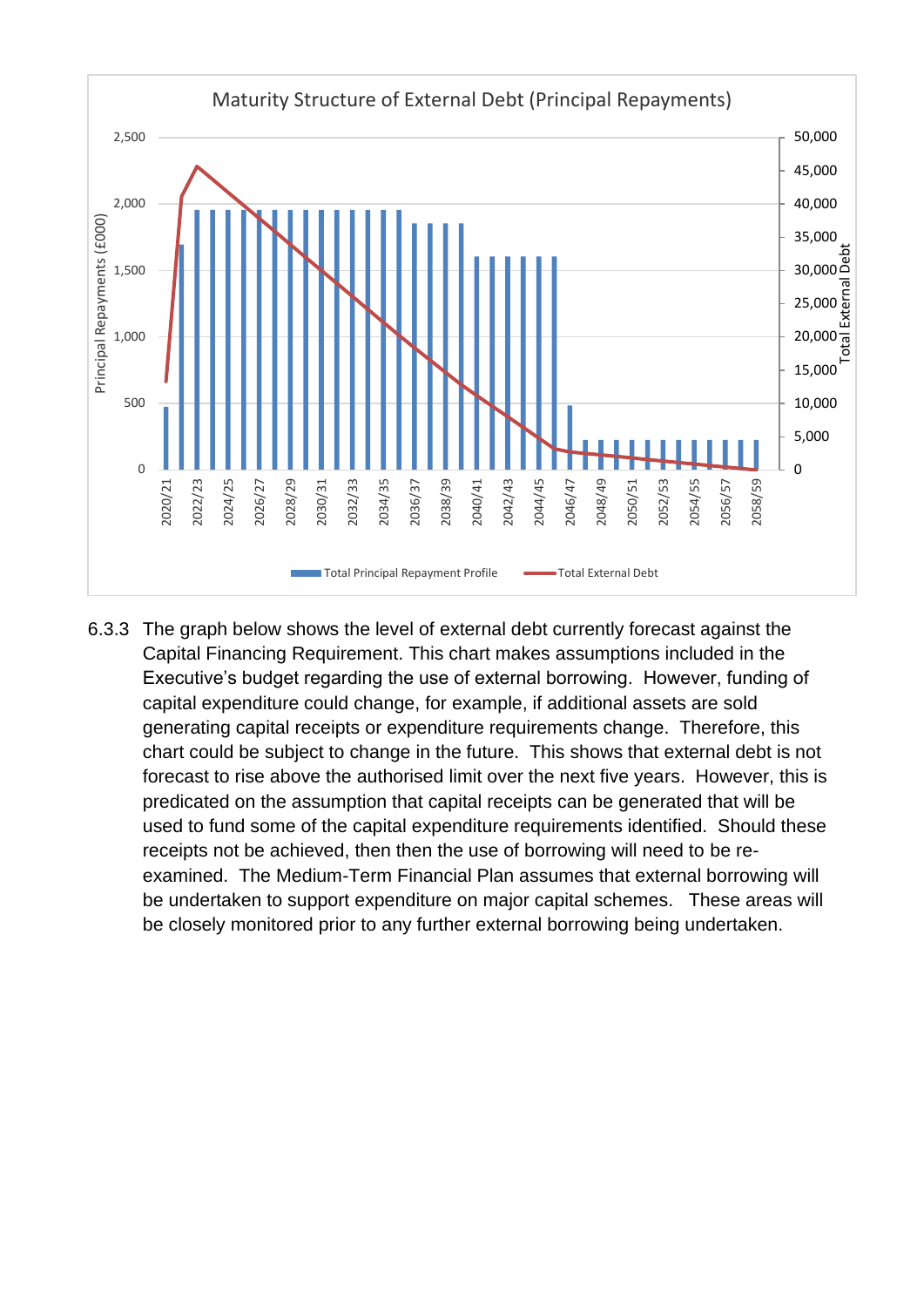6.3.3 The graph below shows the level of external debt currently forecast against the Capital Financing Requirement. This chart makes assumptions included in the Executive's budget regarding the use of external borrowing. However, funding of capital expenditure could change, for example, if additional assets are sold generating capital receipts or expenditure requirements change. Therefore, this chart could be subject to change in the future. This shows that external debt is not forecast to rise above the authorised limit over the next five years. However, this is predicated on the assumption that capital receipts can be generated that will be used to fund some of the capital expenditure requirements identified. Should these receipts not be achieved, then then the use of borrowing will need to be re-examined. The Medium-Term Financial Plan assumes that external borrowing will be undertaken to support expenditure on major capital schemes. These areas will be closely monitored prior to any further external borrowing being undertaken.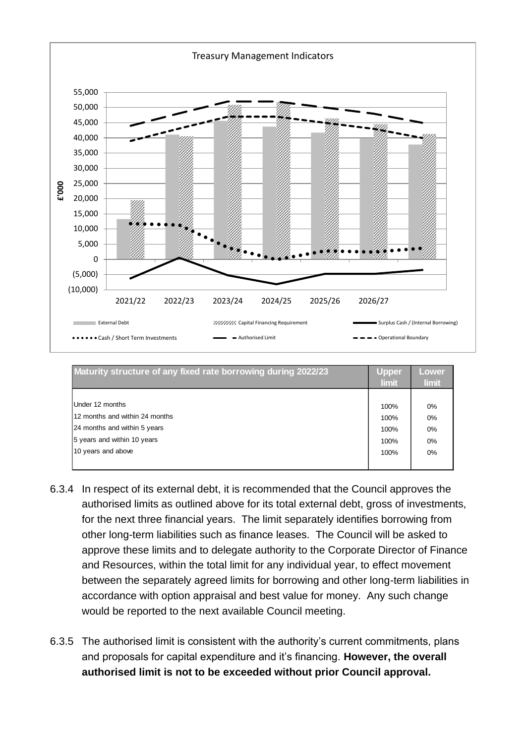Treasury Management Indicators

| Maturity structure of any fixed rate borrowing during 2022/23 | Upper limit | Lower limit |
|---|---|---|
| Under 12 months | 100% | 0% |
| 12 months and within 24 months | 100% | 0% |
| 24 months and within 5 years | 100% | 0% |
| 5 years and within 10 years | 100% | 0% |
| 10 years and above | 100% | 0% |

6.3.4 In respect of its external debt, it is recommended that the Council approves the authorised limits as outlined above for its total external debt, gross of investments, for the next three financial years. The limit separately identifies borrowing from other long-term liabilities such as finance leases. The Council will be asked to approve these limits and to delegate authority to the Corporate Director of Finance and Resources, within the total limit for any individual year, to effect movement between the separately agreed limits for borrowing and other long-term liabilities in accordance with option appraisal and best value for money. Any such change would be reported to the next available Council meeting.

6.3.5 The authorised limit is consistent with the authority's current commitments, plans and proposals for capital expenditure and it's financing. **However, the overall authorised limit is not to be exceeded without prior Council approval.**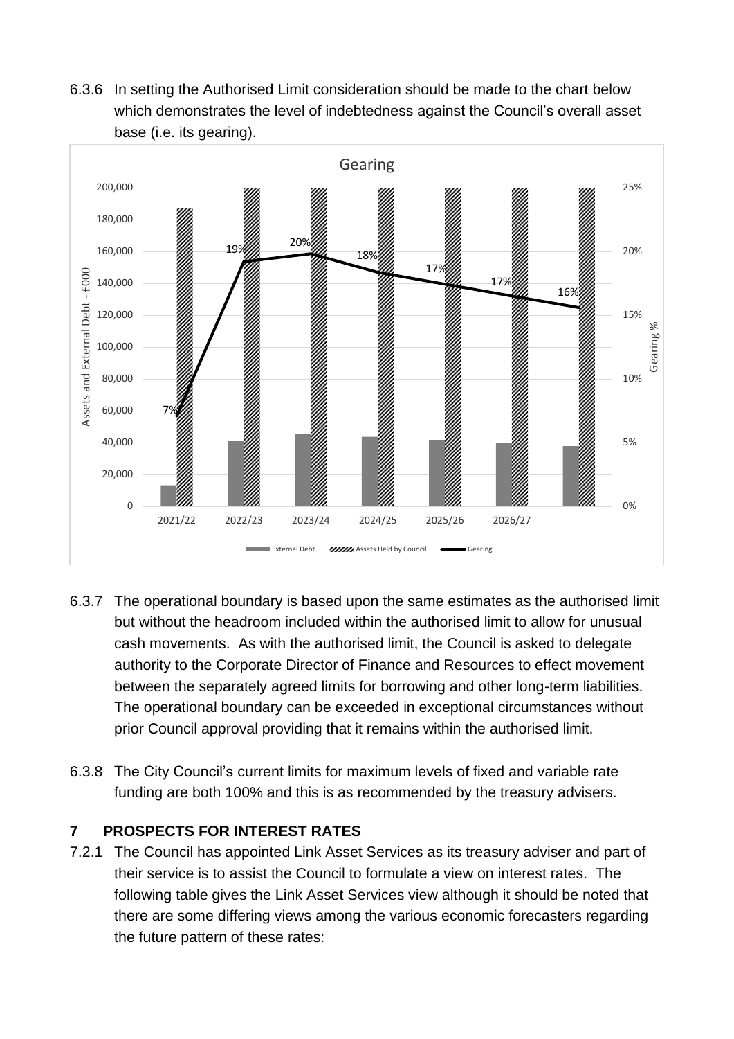6.3.6 In setting the Authorised Limit consideration should be made to the chart below which demonstrates the level of indebtedness against the Council's overall asset base (i.e. its gearing).

6.3.7 The operational boundary is based upon the same estimates as the authorised limit but without the headroom included within the authorised limit to allow for unusual cash movements. As with the authorised limit, the Council is asked to delegate authority to the Corporate Director of Finance and Resources to effect movement between the separately agreed limits for borrowing and other long-term liabilities. The operational boundary can be exceeded in exceptional circumstances without prior Council approval providing that it remains within the authorised limit.

6.3.8 The City Council's current limits for maximum levels of fixed and variable rate funding are both 100% and this is as recommended by the treasury advisers.

## 7 PROSPECTS FOR INTEREST RATES

7.2.1 The Council has appointed Link Asset Services as its treasury adviser and part of their service is to assist the Council to formulate a view on interest rates. The following table gives the Link Asset Services view although it should be noted that there are some differing views among the various economic forecasters regarding the future pattern of these rates: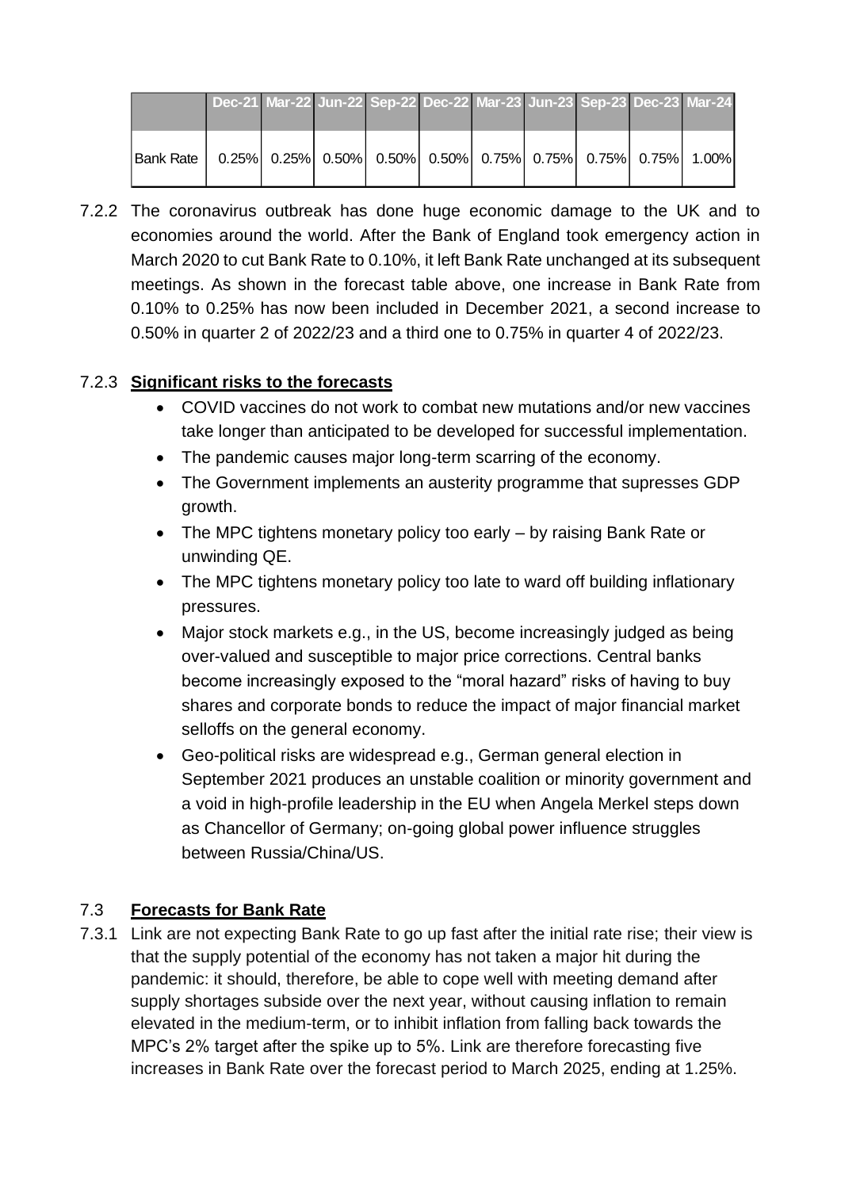| | Dec-21 | Mar-22 | Jun-22 | Sep-22 | Dec-22 | Mar-23 | Jun-23 | Sep-23 | Dec-23 | Mar-24 |
|---|---|---|---|---|---|---|---|---|---|---|
| Bank Rate | 0.25% | 0.25% | 0.50% | 0.50% | 0.50% | 0.75% | 0.75% | 0.75% | 0.75% | 1.00% |

7.2.2 The coronavirus outbreak has done huge economic damage to the UK and to economies around the world. After the Bank of England took emergency action in March 2020 to cut Bank Rate to 0.10%, it left Bank Rate unchanged at its subsequent meetings. As shown in the forecast table above, one increase in Bank Rate from 0.10% to 0.25% has now been included in December 2021, a second increase to 0.50% in quarter 2 of 2022/23 and a third one to 0.75% in quarter 4 of 2022/23.

7.2.3 **Significant risks to the forecasts**

- COVID vaccines do not work to combat new mutations and/or new vaccines take longer than anticipated to be developed for successful implementation.
- The pandemic causes major long-term scarring of the economy.
- The Government implements an austerity programme that supresses GDP growth.
- The MPC tightens monetary policy too early – by raising Bank Rate or unwinding QE.
- The MPC tightens monetary policy too late to ward off building inflationary pressures.
- Major stock markets e.g., in the US, become increasingly judged as being over-valued and susceptible to major price corrections. Central banks become increasingly exposed to the "moral hazard" risks of having to buy shares and corporate bonds to reduce the impact of major financial market selloffs on the general economy.
- Geo-political risks are widespread e.g., German general election in September 2021 produces an unstable coalition or minority government and a void in high-profile leadership in the EU when Angela Merkel steps down as Chancellor of Germany; on-going global power influence struggles between Russia/China/US.

## 7.3 **Forecasts for Bank Rate**

7.3.1 Link are not expecting Bank Rate to go up fast after the initial rate rise; their view is that the supply potential of the economy has not taken a major hit during the pandemic: it should, therefore, be able to cope well with meeting demand after supply shortages subside over the next year, without causing inflation to remain elevated in the medium-term, or to inhibit inflation from falling back towards the MPC's 2% target after the spike up to 5%. Link are therefore forecasting five increases in Bank Rate over the forecast period to March 2025, ending at 1.25%.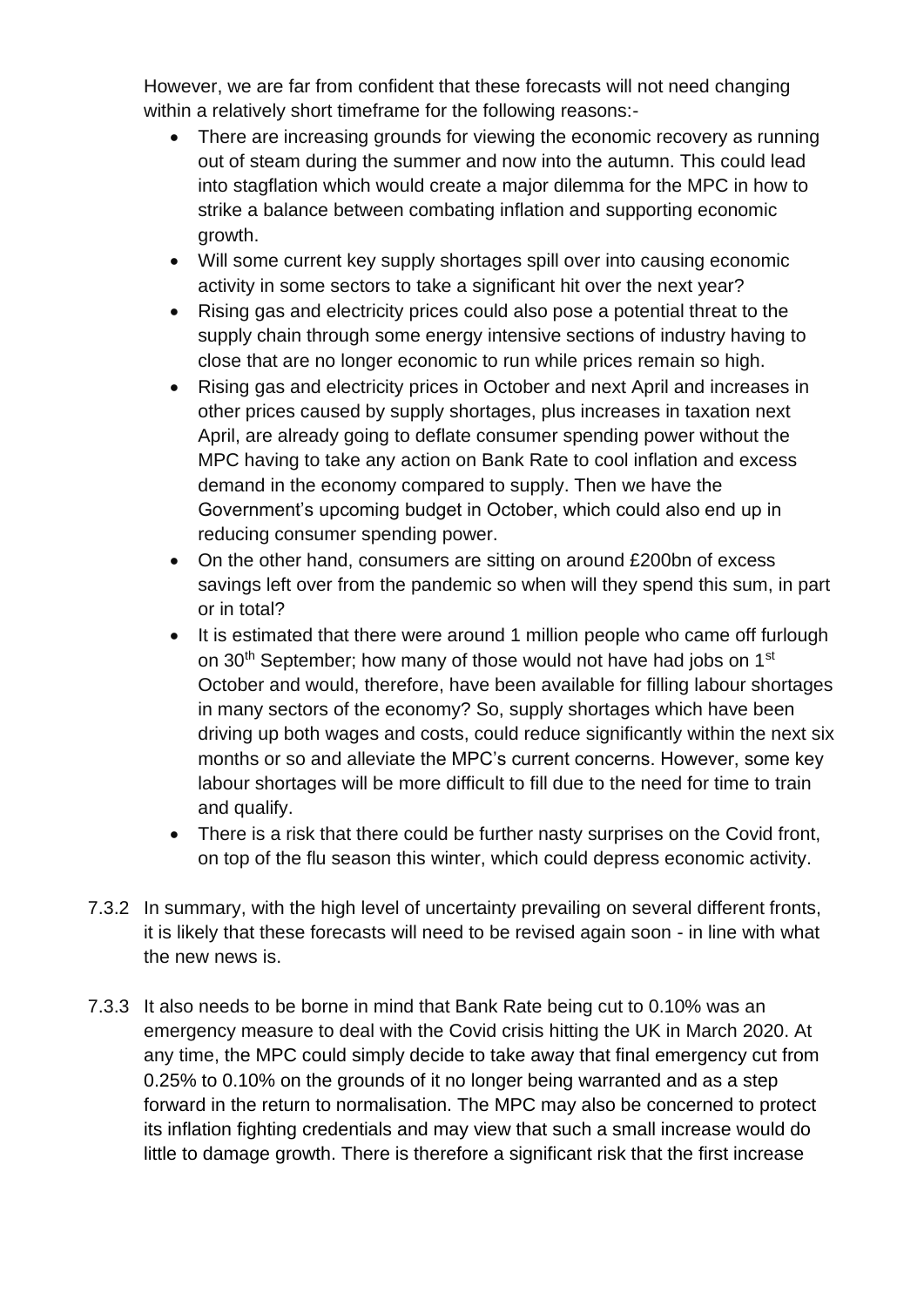However, we are far from confident that these forecasts will not need changing within a relatively short timeframe for the following reasons:-

- There are increasing grounds for viewing the economic recovery as running out of steam during the summer and now into the autumn. This could lead into stagflation which would create a major dilemma for the MPC in how to strike a balance between combating inflation and supporting economic growth.
- Will some current key supply shortages spill over into causing economic activity in some sectors to take a significant hit over the next year?
- Rising gas and electricity prices could also pose a potential threat to the supply chain through some energy intensive sections of industry having to close that are no longer economic to run while prices remain so high.
- Rising gas and electricity prices in October and next April and increases in other prices caused by supply shortages, plus increases in taxation next April, are already going to deflate consumer spending power without the MPC having to take any action on Bank Rate to cool inflation and excess demand in the economy compared to supply. Then we have the Government's upcoming budget in October, which could also end up in reducing consumer spending power.
- On the other hand, consumers are sitting on around £200bn of excess savings left over from the pandemic so when will they spend this sum, in part or in total?
- It is estimated that there were around 1 million people who came off furlough on 30th September; how many of those would not have had jobs on 1st October and would, therefore, have been available for filling labour shortages in many sectors of the economy? So, supply shortages which have been driving up both wages and costs, could reduce significantly within the next six months or so and alleviate the MPC's current concerns. However, some key labour shortages will be more difficult to fill due to the need for time to train and qualify.
- There is a risk that there could be further nasty surprises on the Covid front, on top of the flu season this winter, which could depress economic activity.

7.3.2 In summary, with the high level of uncertainty prevailing on several different fronts, it is likely that these forecasts will need to be revised again soon - in line with what the new news is.

7.3.3 It also needs to be borne in mind that Bank Rate being cut to 0.10% was an emergency measure to deal with the Covid crisis hitting the UK in March 2020. At any time, the MPC could simply decide to take away that final emergency cut from 0.25% to 0.10% on the grounds of it no longer being warranted and as a step forward in the return to normalisation. The MPC may also be concerned to protect its inflation fighting credentials and may view that such a small increase would do little to damage growth. There is therefore a significant risk that the first increase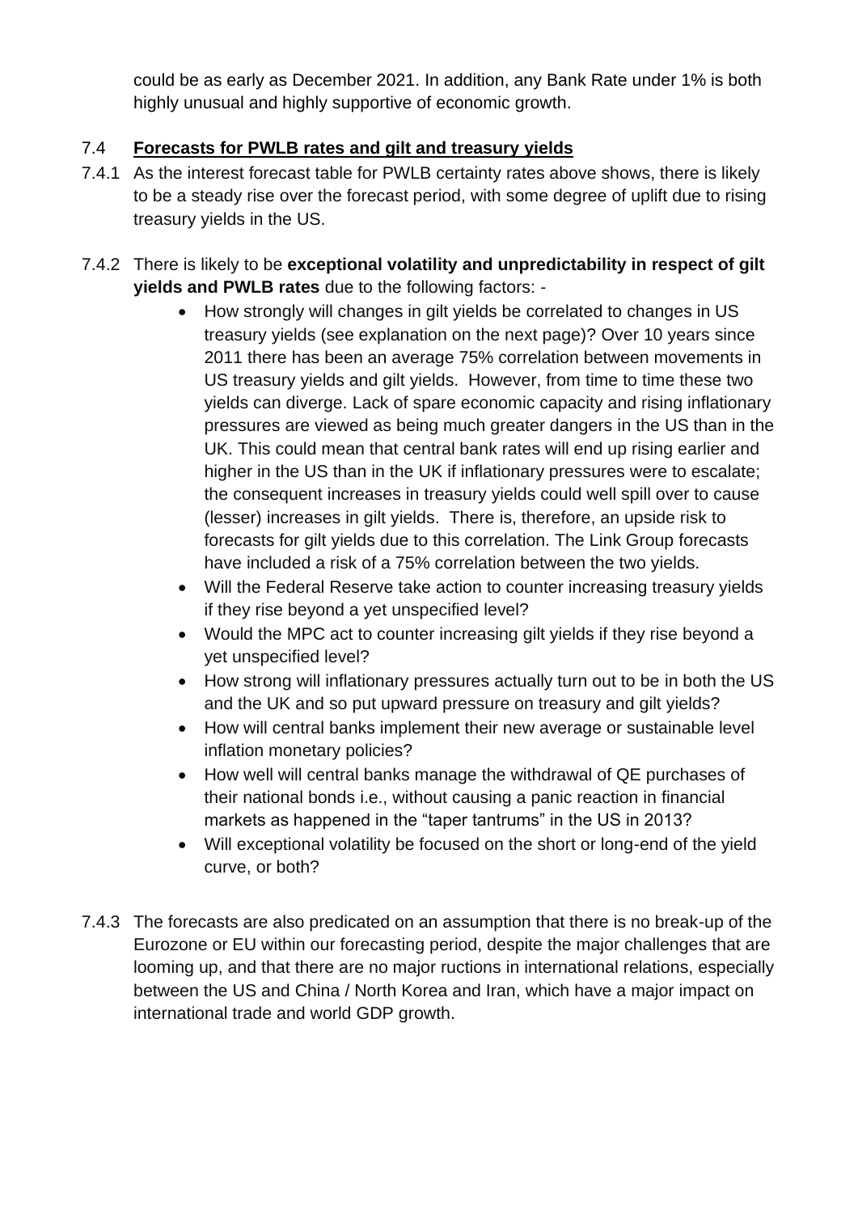could be as early as December 2021. In addition, any Bank Rate under 1% is both highly unusual and highly supportive of economic growth.

## 7.4 **Forecasts for PWLB rates and gilt and treasury yields**

7.4.1 As the interest forecast table for PWLB certainty rates above shows, there is likely to be a steady rise over the forecast period, with some degree of uplift due to rising treasury yields in the US.

7.4.2 There is likely to be **exceptional volatility and unpredictability in respect of gilt yields and PWLB rates** due to the following factors: -

- How strongly will changes in gilt yields be correlated to changes in US treasury yields (see explanation on the next page)? Over 10 years since 2011 there has been an average 75% correlation between movements in US treasury yields and gilt yields. However, from time to time these two yields can diverge. Lack of spare economic capacity and rising inflationary pressures are viewed as being much greater dangers in the US than in the UK. This could mean that central bank rates will end up rising earlier and higher in the US than in the UK if inflationary pressures were to escalate; the consequent increases in treasury yields could well spill over to cause (lesser) increases in gilt yields. There is, therefore, an upside risk to forecasts for gilt yields due to this correlation. The Link Group forecasts have included a risk of a 75% correlation between the two yields.
- Will the Federal Reserve take action to counter increasing treasury yields if they rise beyond a yet unspecified level?
- Would the MPC act to counter increasing gilt yields if they rise beyond a yet unspecified level?
- How strong will inflationary pressures actually turn out to be in both the US and the UK and so put upward pressure on treasury and gilt yields?
- How will central banks implement their new average or sustainable level inflation monetary policies?
- How well will central banks manage the withdrawal of QE purchases of their national bonds i.e., without causing a panic reaction in financial markets as happened in the "taper tantrums" in the US in 2013?
- Will exceptional volatility be focused on the short or long-end of the yield curve, or both?

7.4.3 The forecasts are also predicated on an assumption that there is no break-up of the Eurozone or EU within our forecasting period, despite the major challenges that are looming up, and that there are no major ructions in international relations, especially between the US and China / North Korea and Iran, which have a major impact on international trade and world GDP growth.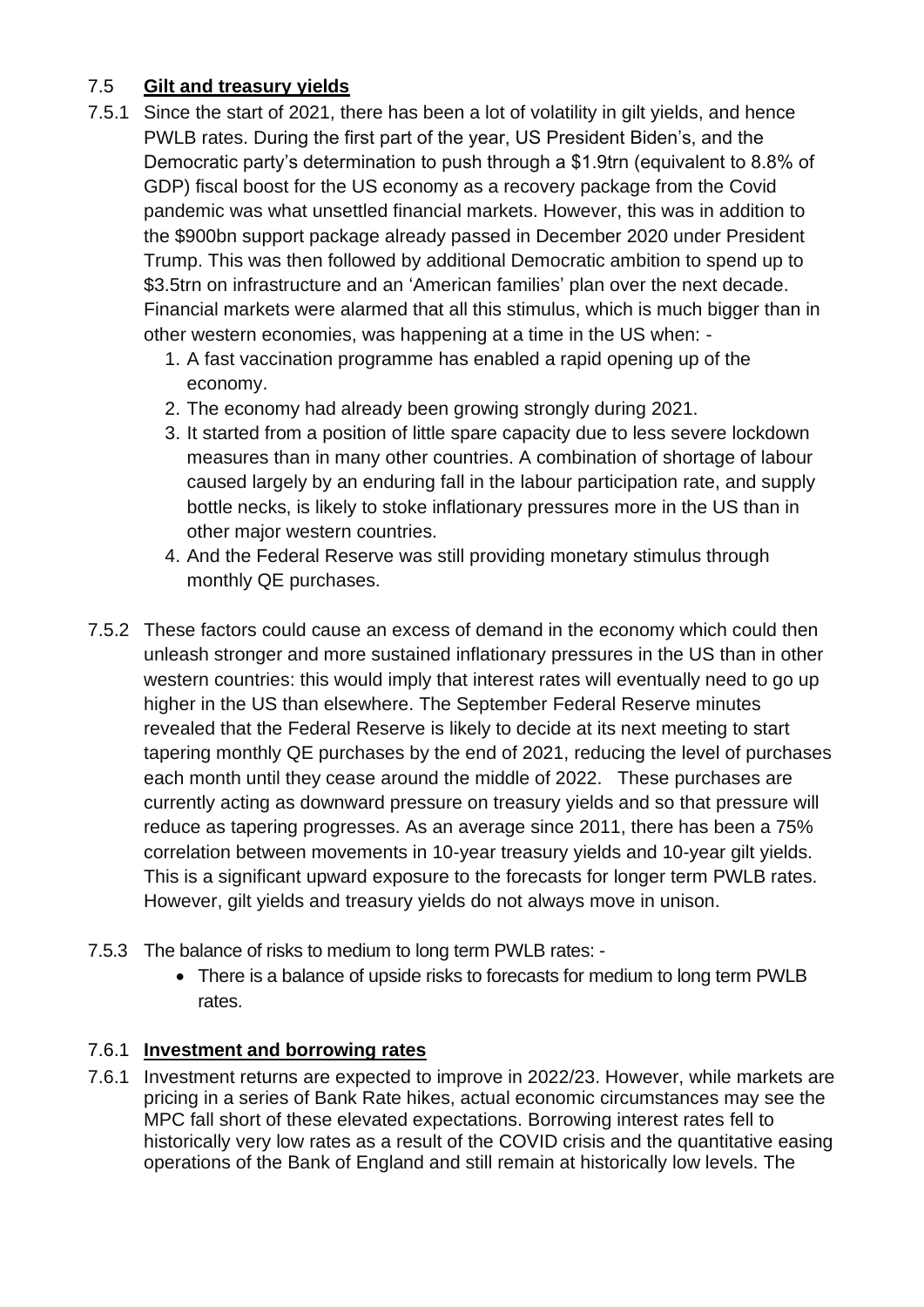## 7.5 **Gilt and treasury yields**

7.5.1 Since the start of 2021, there has been a lot of volatility in gilt yields, and hence PWLB rates. During the first part of the year, US President Biden's, and the Democratic party's determination to push through a $1.9trn (equivalent to 8.8% of GDP) fiscal boost for the US economy as a recovery package from the Covid pandemic was what unsettled financial markets. However, this was in addition to the $900bn support package already passed in December 2020 under President Trump. This was then followed by additional Democratic ambition to spend up to $3.5trn on infrastructure and an 'American families' plan over the next decade. Financial markets were alarmed that all this stimulus, which is much bigger than in other western economies, was happening at a time in the US when: -

1. A fast vaccination programme has enabled a rapid opening up of the economy.
2. The economy had already been growing strongly during 2021.
3. It started from a position of little spare capacity due to less severe lockdown measures than in many other countries. A combination of shortage of labour caused largely by an enduring fall in the labour participation rate, and supply bottle necks, is likely to stoke inflationary pressures more in the US than in other major western countries.
4. And the Federal Reserve was still providing monetary stimulus through monthly QE purchases.

7.5.2 These factors could cause an excess of demand in the economy which could then unleash stronger and more sustained inflationary pressures in the US than in other western countries: this would imply that interest rates will eventually need to go up higher in the US than elsewhere. The September Federal Reserve minutes revealed that the Federal Reserve is likely to decide at its next meeting to start tapering monthly QE purchases by the end of 2021, reducing the level of purchases each month until they cease around the middle of 2022. These purchases are currently acting as downward pressure on treasury yields and so that pressure will reduce as tapering progresses. As an average since 2011, there has been a 75% correlation between movements in 10-year treasury yields and 10-year gilt yields. This is a significant upward exposure to the forecasts for longer term PWLB rates. However, gilt yields and treasury yields do not always move in unison.

7.5.3 The balance of risks to medium to long term PWLB rates: -

- There is a balance of upside risks to forecasts for medium to long term PWLB rates.

## 7.6.1 **Investment and borrowing rates**

7.6.1 Investment returns are expected to improve in 2022/23. However, while markets are pricing in a series of Bank Rate hikes, actual economic circumstances may see the MPC fall short of these elevated expectations. Borrowing interest rates fell to historically very low rates as a result of the COVID crisis and the quantitative easing operations of the Bank of England and still remain at historically low levels. The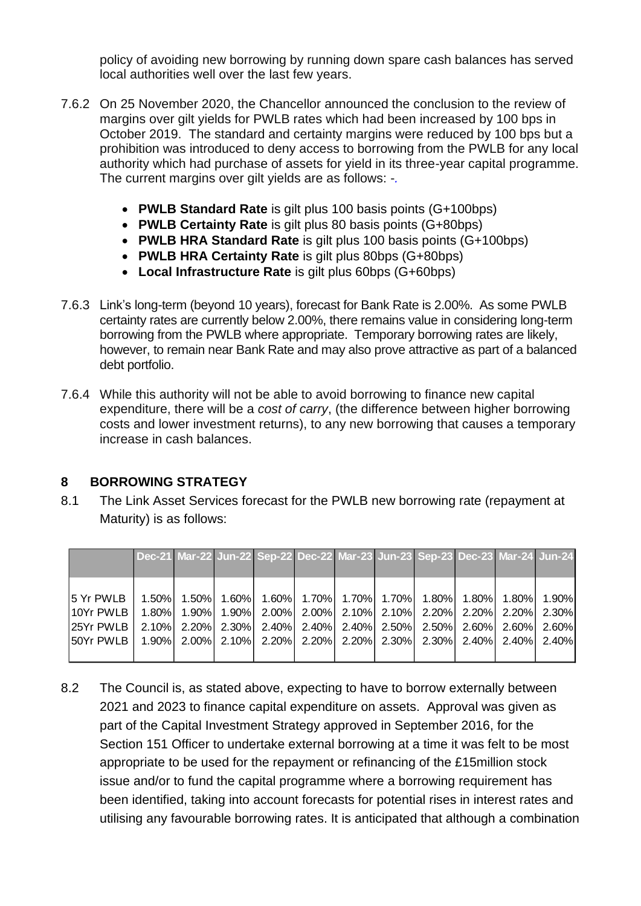policy of avoiding new borrowing by running down spare cash balances has served local authorities well over the last few years.

7.6.2 On 25 November 2020, the Chancellor announced the conclusion to the review of margins over gilt yields for PWLB rates which had been increased by 100 bps in October 2019. The standard and certainty margins were reduced by 100 bps but a prohibition was introduced to deny access to borrowing from the PWLB for any local authority which had purchase of assets for yield in its three-year capital programme. The current margins over gilt yields are as follows: -.

- **PWLB Standard Rate** is gilt plus 100 basis points (G+100bps)
- **PWLB Certainty Rate** is gilt plus 80 basis points (G+80bps)
- **PWLB HRA Standard Rate** is gilt plus 100 basis points (G+100bps)
- **PWLB HRA Certainty Rate** is gilt plus 80bps (G+80bps)
- **Local Infrastructure Rate** is gilt plus 60bps (G+60bps)

7.6.3 Link's long-term (beyond 10 years), forecast for Bank Rate is 2.00%. As some PWLB certainty rates are currently below 2.00%, there remains value in considering long-term borrowing from the PWLB where appropriate. Temporary borrowing rates are likely, however, to remain near Bank Rate and may also prove attractive as part of a balanced debt portfolio.

7.6.4 While this authority will not be able to avoid borrowing to finance new capital expenditure, there will be a *cost of carry*, (the difference between higher borrowing costs and lower investment returns), to any new borrowing that causes a temporary increase in cash balances.

## 8 BORROWING STRATEGY

8.1 The Link Asset Services forecast for the PWLB new borrowing rate (repayment at Maturity) is as follows:

| | Dec-21 | Mar-22 | Jun-22 | Sep-22 | Dec-22 | Mar-23 | Jun-23 | Sep-23 | Dec-23 | Mar-24 | Jun-24 |
|---|---|---|---|---|---|---|---|---|---|---|---|
| 5 Yr PWLB | 1.50% | 1.50% | 1.60% | 1.60% | 1.70% | 1.70% | 1.70% | 1.80% | 1.80% | 1.80% | 1.90% |
| 10Yr PWLB | 1.80% | 1.90% | 1.90% | 2.00% | 2.00% | 2.10% | 2.10% | 2.20% | 2.20% | 2.20% | 2.30% |
| 25Yr PWLB | 2.10% | 2.20% | 2.30% | 2.40% | 2.40% | 2.40% | 2.50% | 2.50% | 2.60% | 2.60% | 2.60% |
| 50Yr PWLB | 1.90% | 2.00% | 2.10% | 2.20% | 2.20% | 2.20% | 2.30% | 2.30% | 2.40% | 2.40% | 2.40% |

8.2 The Council is, as stated above, expecting to have to borrow externally between 2021 and 2023 to finance capital expenditure on assets. Approval was given as part of the Capital Investment Strategy approved in September 2016, for the Section 151 Officer to undertake external borrowing at a time it was felt to be most appropriate to be used for the repayment or refinancing of the £15million stock issue and/or to fund the capital programme where a borrowing requirement has been identified, taking into account forecasts for potential rises in interest rates and utilising any favourable borrowing rates. It is anticipated that although a combination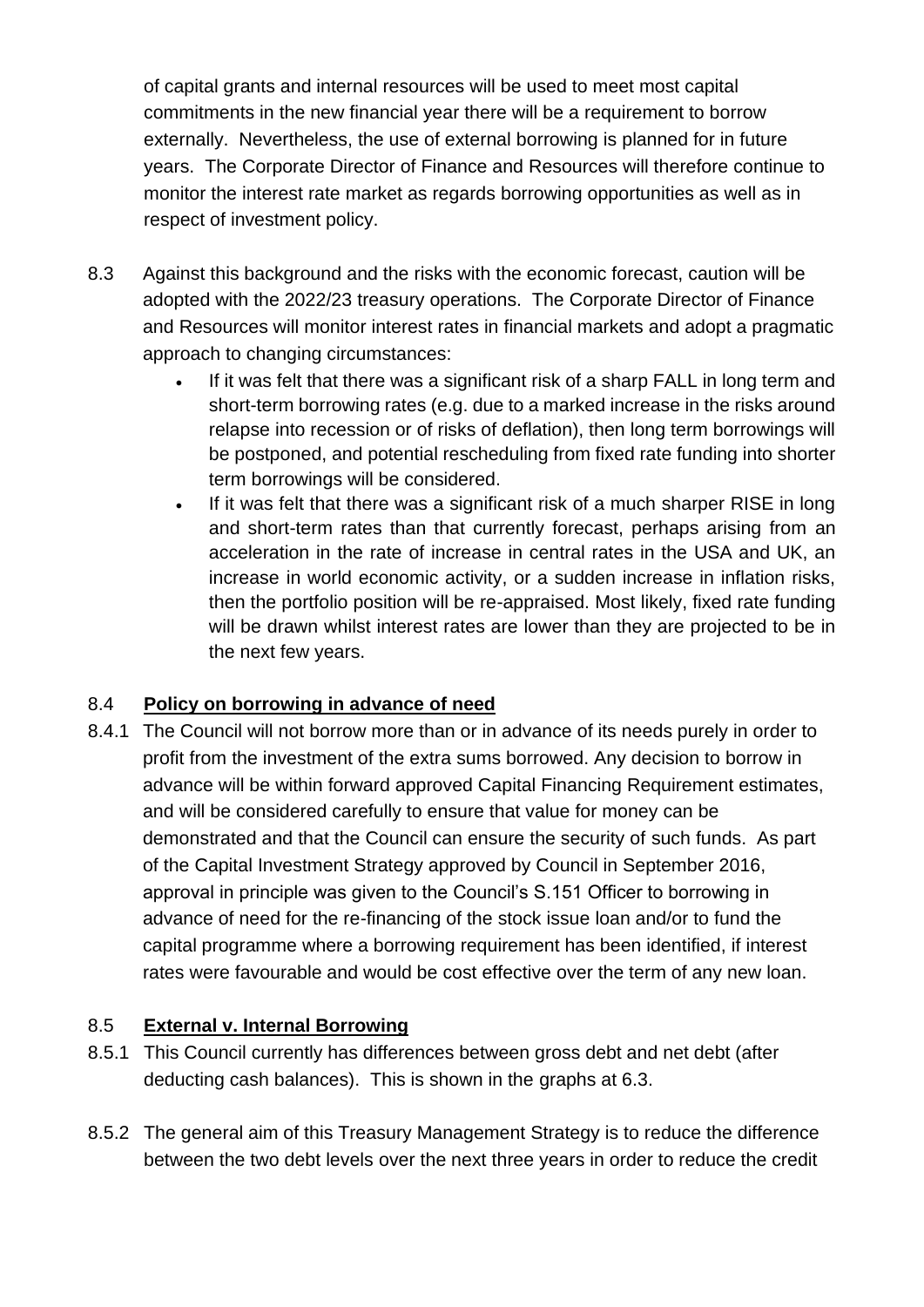of capital grants and internal resources will be used to meet most capital commitments in the new financial year there will be a requirement to borrow externally. Nevertheless, the use of external borrowing is planned for in future years. The Corporate Director of Finance and Resources will therefore continue to monitor the interest rate market as regards borrowing opportunities as well as in respect of investment policy.

8.3 Against this background and the risks with the economic forecast, caution will be adopted with the 2022/23 treasury operations. The Corporate Director of Finance and Resources will monitor interest rates in financial markets and adopt a pragmatic approach to changing circumstances:

- If it was felt that there was a significant risk of a sharp FALL in long term and short-term borrowing rates (e.g. due to a marked increase in the risks around relapse into recession or of risks of deflation), then long term borrowings will be postponed, and potential rescheduling from fixed rate funding into shorter term borrowings will be considered.
- If it was felt that there was a significant risk of a much sharper RISE in long and short-term rates than that currently forecast, perhaps arising from an acceleration in the rate of increase in central rates in the USA and UK, an increase in world economic activity, or a sudden increase in inflation risks, then the portfolio position will be re-appraised. Most likely, fixed rate funding will be drawn whilst interest rates are lower than they are projected to be in the next few years.

## 8.4 **Policy on borrowing in advance of need**

8.4.1 The Council will not borrow more than or in advance of its needs purely in order to profit from the investment of the extra sums borrowed. Any decision to borrow in advance will be within forward approved Capital Financing Requirement estimates, and will be considered carefully to ensure that value for money can be demonstrated and that the Council can ensure the security of such funds. As part of the Capital Investment Strategy approved by Council in September 2016, approval in principle was given to the Council's S.151 Officer to borrowing in advance of need for the re-financing of the stock issue loan and/or to fund the capital programme where a borrowing requirement has been identified, if interest rates were favourable and would be cost effective over the term of any new loan.

## 8.5 **External v. Internal Borrowing**

8.5.1 This Council currently has differences between gross debt and net debt (after deducting cash balances). This is shown in the graphs at 6.3.

8.5.2 The general aim of this Treasury Management Strategy is to reduce the difference between the two debt levels over the next three years in order to reduce the credit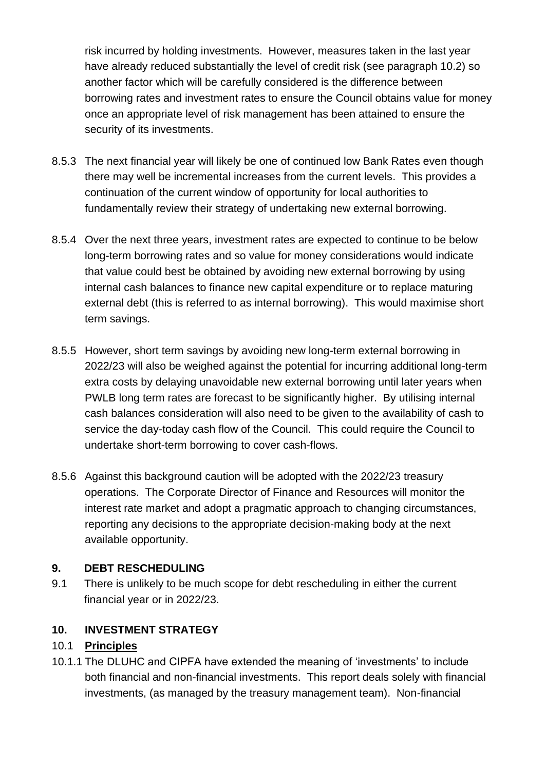risk incurred by holding investments. However, measures taken in the last year have already reduced substantially the level of credit risk (see paragraph 10.2) so another factor which will be carefully considered is the difference between borrowing rates and investment rates to ensure the Council obtains value for money once an appropriate level of risk management has been attained to ensure the security of its investments.

8.5.3 The next financial year will likely be one of continued low Bank Rates even though there may well be incremental increases from the current levels. This provides a continuation of the current window of opportunity for local authorities to fundamentally review their strategy of undertaking new external borrowing.

8.5.4 Over the next three years, investment rates are expected to continue to be below long-term borrowing rates and so value for money considerations would indicate that value could best be obtained by avoiding new external borrowing by using internal cash balances to finance new capital expenditure or to replace maturing external debt (this is referred to as internal borrowing). This would maximise short term savings.

8.5.5 However, short term savings by avoiding new long-term external borrowing in 2022/23 will also be weighed against the potential for incurring additional long-term extra costs by delaying unavoidable new external borrowing until later years when PWLB long term rates are forecast to be significantly higher. By utilising internal cash balances consideration will also need to be given to the availability of cash to service the day-today cash flow of the Council. This could require the Council to undertake short-term borrowing to cover cash-flows.

8.5.6 Against this background caution will be adopted with the 2022/23 treasury operations. The Corporate Director of Finance and Resources will monitor the interest rate market and adopt a pragmatic approach to changing circumstances, reporting any decisions to the appropriate decision-making body at the next available opportunity.

## 9. DEBT RESCHEDULING

9.1 There is unlikely to be much scope for debt rescheduling in either the current financial year or in 2022/23.

## 10. INVESTMENT STRATEGY

### 10.1 Principles

10.1.1 The DLUHC and CIPFA have extended the meaning of 'investments' to include both financial and non-financial investments. This report deals solely with financial investments, (as managed by the treasury management team). Non-financial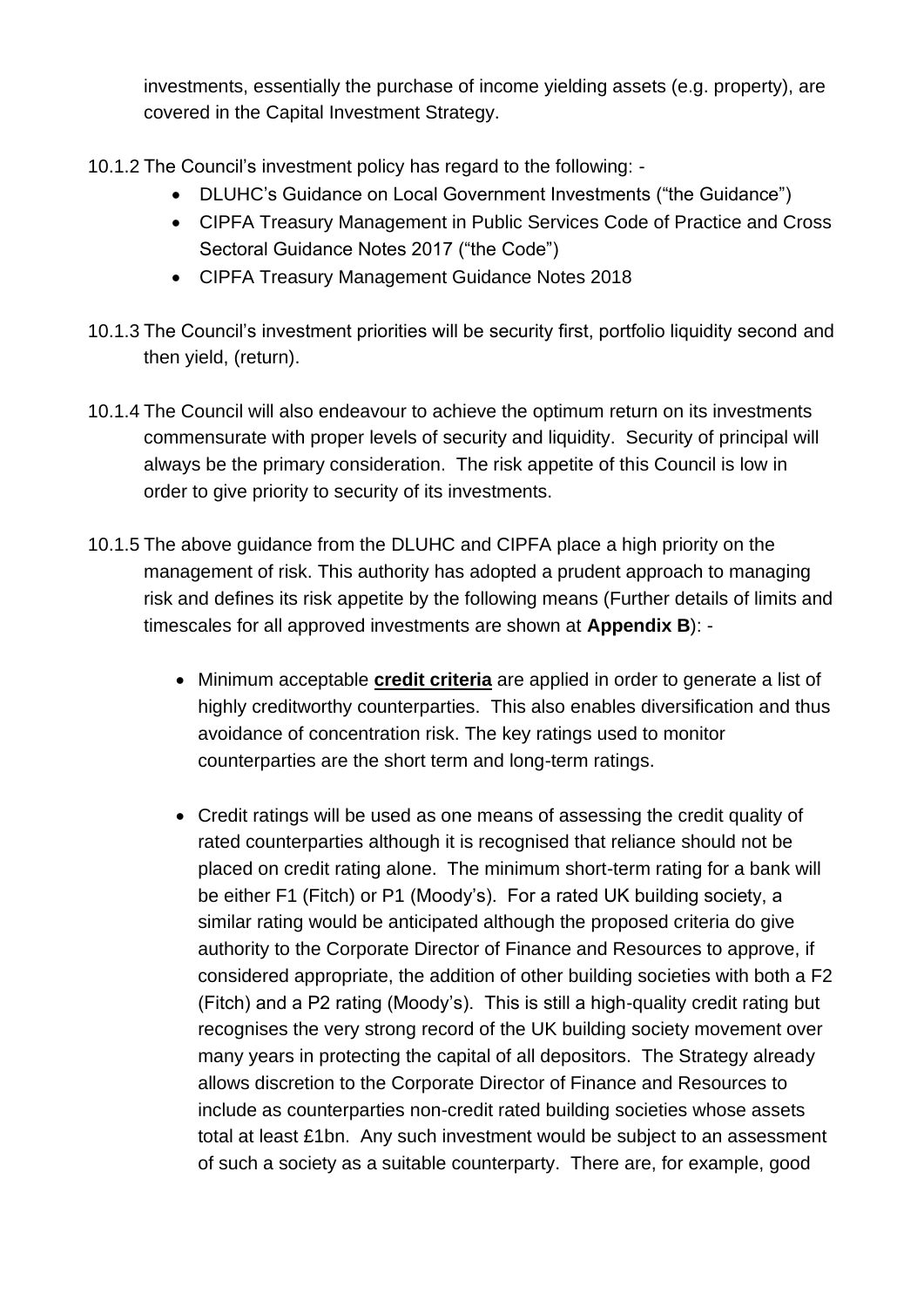investments, essentially the purchase of income yielding assets (e.g. property), are covered in the Capital Investment Strategy.

10.1.2 The Council's investment policy has regard to the following: -

- DLUHC's Guidance on Local Government Investments ("the Guidance")
- CIPFA Treasury Management in Public Services Code of Practice and Cross Sectoral Guidance Notes 2017 ("the Code")
- CIPFA Treasury Management Guidance Notes 2018

10.1.3 The Council's investment priorities will be security first, portfolio liquidity second and then yield, (return).

10.1.4 The Council will also endeavour to achieve the optimum return on its investments commensurate with proper levels of security and liquidity. Security of principal will always be the primary consideration. The risk appetite of this Council is low in order to give priority to security of its investments.

10.1.5 The above guidance from the DLUHC and CIPFA place a high priority on the management of risk. This authority has adopted a prudent approach to managing risk and defines its risk appetite by the following means (Further details of limits and timescales for all approved investments are shown at **Appendix B**): -

- Minimum acceptable **credit criteria** are applied in order to generate a list of highly creditworthy counterparties. This also enables diversification and thus avoidance of concentration risk. The key ratings used to monitor counterparties are the short term and long-term ratings.

- Credit ratings will be used as one means of assessing the credit quality of rated counterparties although it is recognised that reliance should not be placed on credit rating alone. The minimum short-term rating for a bank will be either F1 (Fitch) or P1 (Moody's). For a rated UK building society, a similar rating would be anticipated although the proposed criteria do give authority to the Corporate Director of Finance and Resources to approve, if considered appropriate, the addition of other building societies with both a F2 (Fitch) and a P2 rating (Moody's). This is still a high-quality credit rating but recognises the very strong record of the UK building society movement over many years in protecting the capital of all depositors. The Strategy already allows discretion to the Corporate Director of Finance and Resources to include as counterparties non-credit rated building societies whose assets total at least £1bn. Any such investment would be subject to an assessment of such a society as a suitable counterparty. There are, for example, good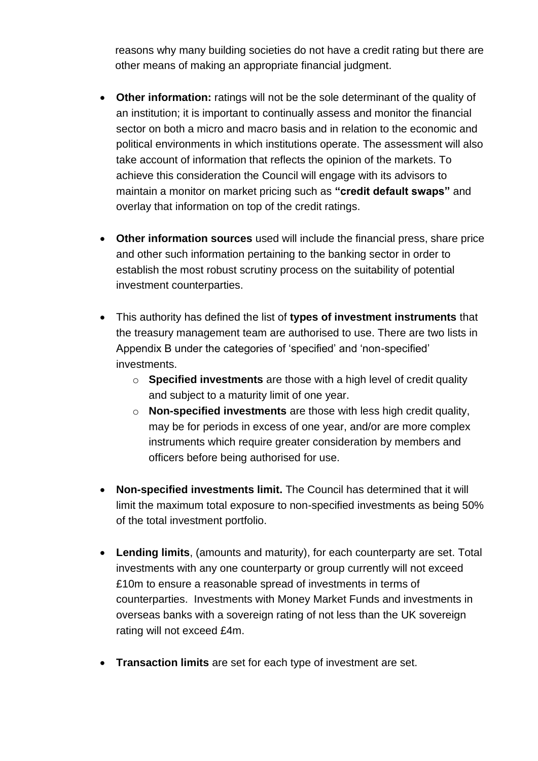reasons why many building societies do not have a credit rating but there are other means of making an appropriate financial judgment.

- **Other information:** ratings will not be the sole determinant of the quality of an institution; it is important to continually assess and monitor the financial sector on both a micro and macro basis and in relation to the economic and political environments in which institutions operate. The assessment will also take account of information that reflects the opinion of the markets. To achieve this consideration the Council will engage with its advisors to maintain a monitor on market pricing such as **"credit default swaps"** and overlay that information on top of the credit ratings.

- **Other information sources** used will include the financial press, share price and other such information pertaining to the banking sector in order to establish the most robust scrutiny process on the suitability of potential investment counterparties.

- This authority has defined the list of **types of investment instruments** that the treasury management team are authorised to use. There are two lists in Appendix B under the categories of 'specified' and 'non-specified' investments.
    - **Specified investments** are those with a high level of credit quality and subject to a maturity limit of one year.
    - **Non-specified investments** are those with less high credit quality, may be for periods in excess of one year, and/or are more complex instruments which require greater consideration by members and officers before being authorised for use.

- **Non-specified investments limit.** The Council has determined that it will limit the maximum total exposure to non-specified investments as being 50% of the total investment portfolio.

- **Lending limits**, (amounts and maturity), for each counterparty are set. Total investments with any one counterparty or group currently will not exceed £10m to ensure a reasonable spread of investments in terms of counterparties. Investments with Money Market Funds and investments in overseas banks with a sovereign rating of not less than the UK sovereign rating will not exceed £4m.

- **Transaction limits** are set for each type of investment are set.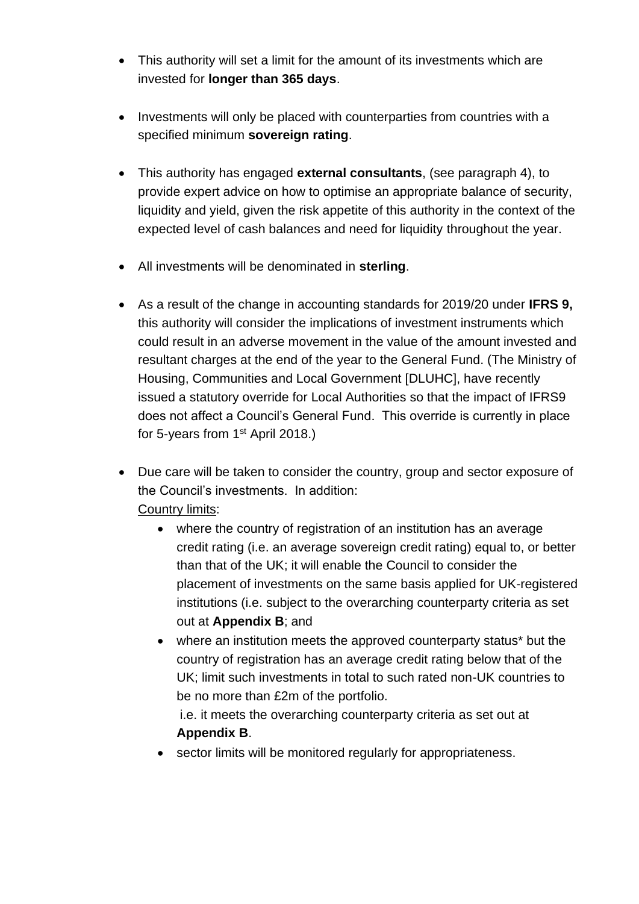- This authority will set a limit for the amount of its investments which are invested for **longer than 365 days**.

- Investments will only be placed with counterparties from countries with a specified minimum **sovereign rating**.

- This authority has engaged **external consultants**, (see paragraph 4), to provide expert advice on how to optimise an appropriate balance of security, liquidity and yield, given the risk appetite of this authority in the context of the expected level of cash balances and need for liquidity throughout the year.

- All investments will be denominated in **sterling**.

- As a result of the change in accounting standards for 2019/20 under **IFRS 9,** this authority will consider the implications of investment instruments which could result in an adverse movement in the value of the amount invested and resultant charges at the end of the year to the General Fund. (The Ministry of Housing, Communities and Local Government [DLUHC], have recently issued a statutory override for Local Authorities so that the impact of IFRS9 does not affect a Council's General Fund. This override is currently in place for 5-years from 1st April 2018.)

- Due care will be taken to consider the country, group and sector exposure of the Council's investments. In addition:
  Country limits:
  - where the country of registration of an institution has an average credit rating (i.e. an average sovereign credit rating) equal to, or better than that of the UK; it will enable the Council to consider the placement of investments on the same basis applied for UK-registered institutions (i.e. subject to the overarching counterparty criteria as set out at **Appendix B**; and
  - where an institution meets the approved counterparty status* but the country of registration has an average credit rating below that of the UK; limit such investments in total to such rated non-UK countries to be no more than £2m of the portfolio.
    i.e. it meets the overarching counterparty criteria as set out at **Appendix B**.
  - sector limits will be monitored regularly for appropriateness.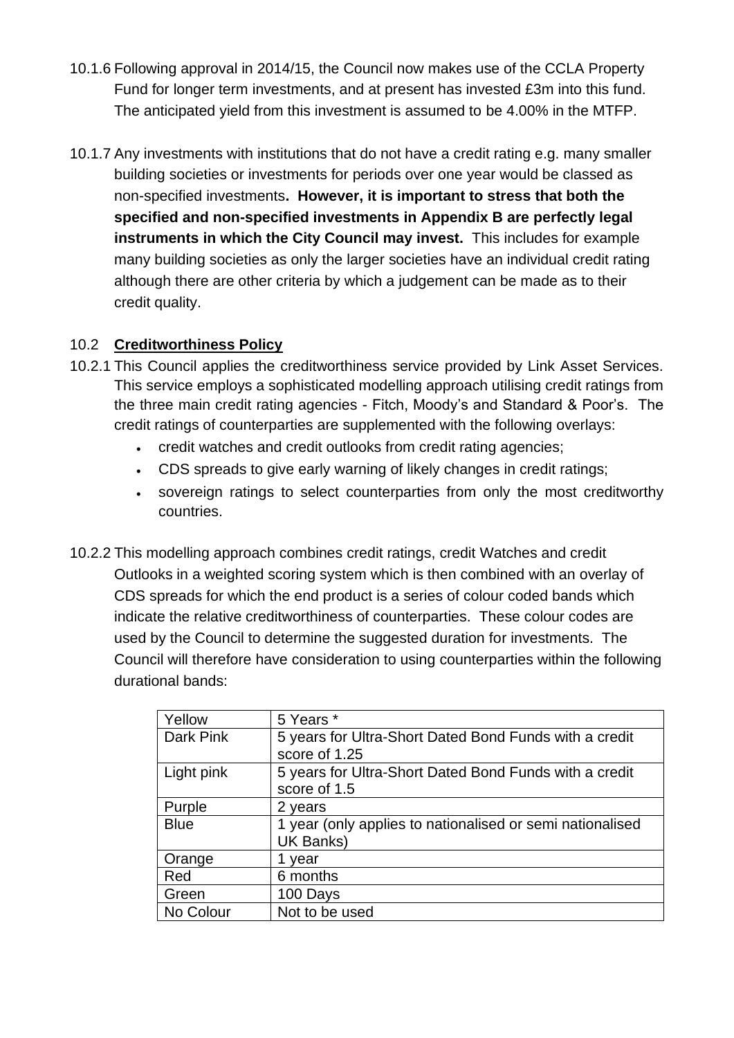10.1.6 Following approval in 2014/15, the Council now makes use of the CCLA Property Fund for longer term investments, and at present has invested £3m into this fund. The anticipated yield from this investment is assumed to be 4.00% in the MTFP.

10.1.7 Any investments with institutions that do not have a credit rating e.g. many smaller building societies or investments for periods over one year would be classed as non-specified investments**. However, it is important to stress that both the specified and non-specified investments in Appendix B are perfectly legal instruments in which the City Council may invest.** This includes for example many building societies as only the larger societies have an individual credit rating although there are other criteria by which a judgement can be made as to their credit quality.

## 10.2 **Creditworthiness Policy**

10.2.1 This Council applies the creditworthiness service provided by Link Asset Services. This service employs a sophisticated modelling approach utilising credit ratings from the three main credit rating agencies - Fitch, Moody's and Standard & Poor's. The credit ratings of counterparties are supplemented with the following overlays:

- credit watches and credit outlooks from credit rating agencies;
- CDS spreads to give early warning of likely changes in credit ratings;
- sovereign ratings to select counterparties from only the most creditworthy countries.

10.2.2 This modelling approach combines credit ratings, credit Watches and credit Outlooks in a weighted scoring system which is then combined with an overlay of CDS spreads for which the end product is a series of colour coded bands which indicate the relative creditworthiness of counterparties. These colour codes are used by the Council to determine the suggested duration for investments. The Council will therefore have consideration to using counterparties within the following durational bands:

| Yellow | 5 Years * |
|---|---|
| Dark Pink | 5 years for Ultra-Short Dated Bond Funds with a credit score of 1.25 |
| Light pink | 5 years for Ultra-Short Dated Bond Funds with a credit score of 1.5 |
| Purple | 2 years |
| Blue | 1 year (only applies to nationalised or semi nationalised UK Banks) |
| Orange | 1 year |
| Red | 6 months |
| Green | 100 Days |
| No Colour | Not to be used |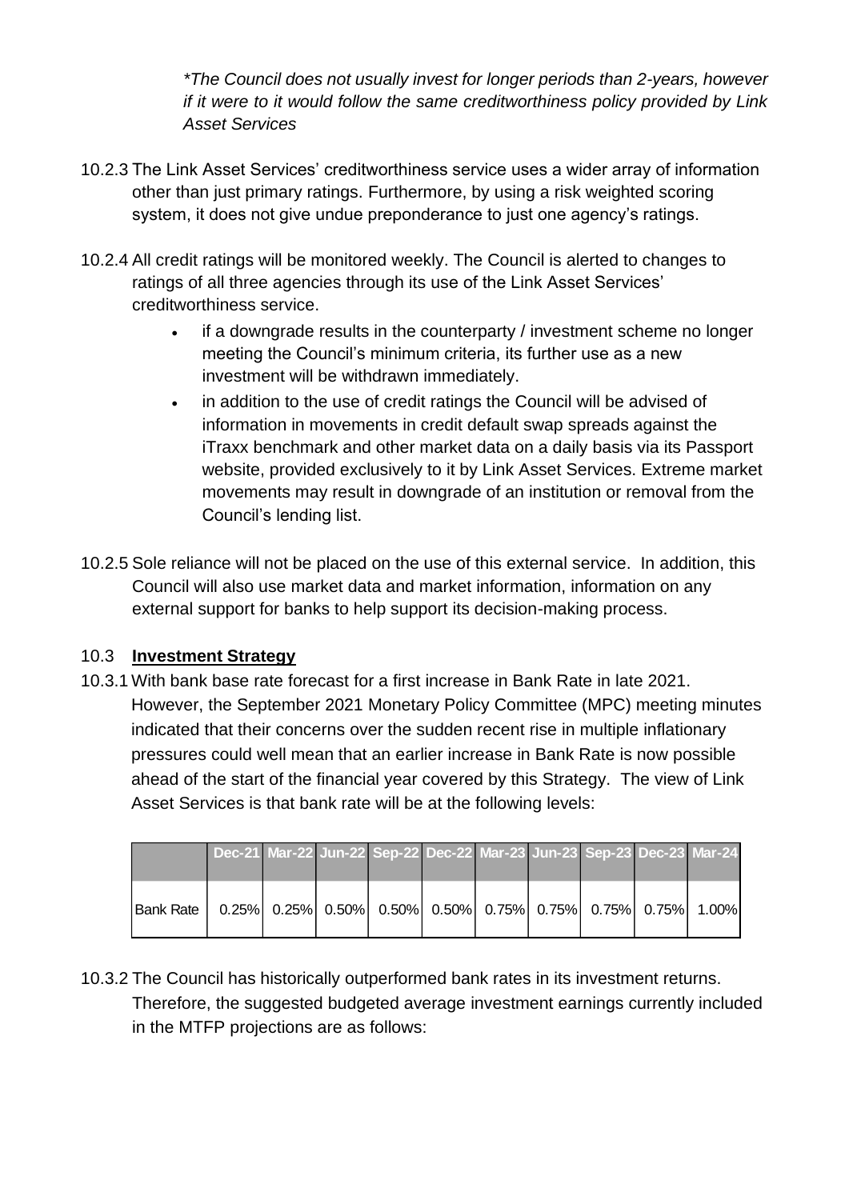*\*The Council does not usually invest for longer periods than 2-years, however if it were to it would follow the same creditworthiness policy provided by Link Asset Services*

10.2.3 The Link Asset Services' creditworthiness service uses a wider array of information other than just primary ratings. Furthermore, by using a risk weighted scoring system, it does not give undue preponderance to just one agency's ratings.

10.2.4 All credit ratings will be monitored weekly. The Council is alerted to changes to ratings of all three agencies through its use of the Link Asset Services' creditworthiness service.

- if a downgrade results in the counterparty / investment scheme no longer meeting the Council's minimum criteria, its further use as a new investment will be withdrawn immediately.
- in addition to the use of credit ratings the Council will be advised of information in movements in credit default swap spreads against the iTraxx benchmark and other market data on a daily basis via its Passport website, provided exclusively to it by Link Asset Services. Extreme market movements may result in downgrade of an institution or removal from the Council's lending list.

10.2.5 Sole reliance will not be placed on the use of this external service. In addition, this Council will also use market data and market information, information on any external support for banks to help support its decision-making process.

## 10.3 Investment Strategy

10.3.1 With bank base rate forecast for a first increase in Bank Rate in late 2021. However, the September 2021 Monetary Policy Committee (MPC) meeting minutes indicated that their concerns over the sudden recent rise in multiple inflationary pressures could well mean that an earlier increase in Bank Rate is now possible ahead of the start of the financial year covered by this Strategy. The view of Link Asset Services is that bank rate will be at the following levels:

| | Dec-21 | Mar-22 | Jun-22 | Sep-22 | Dec-22 | Mar-23 | Jun-23 | Sep-23 | Dec-23 | Mar-24 |
|---|---|---|---|---|---|---|---|---|---|---|
| Bank Rate | 0.25% | 0.25% | 0.50% | 0.50% | 0.50% | 0.75% | 0.75% | 0.75% | 0.75% | 1.00% |

10.3.2 The Council has historically outperformed bank rates in its investment returns. Therefore, the suggested budgeted average investment earnings currently included in the MTFP projections are as follows: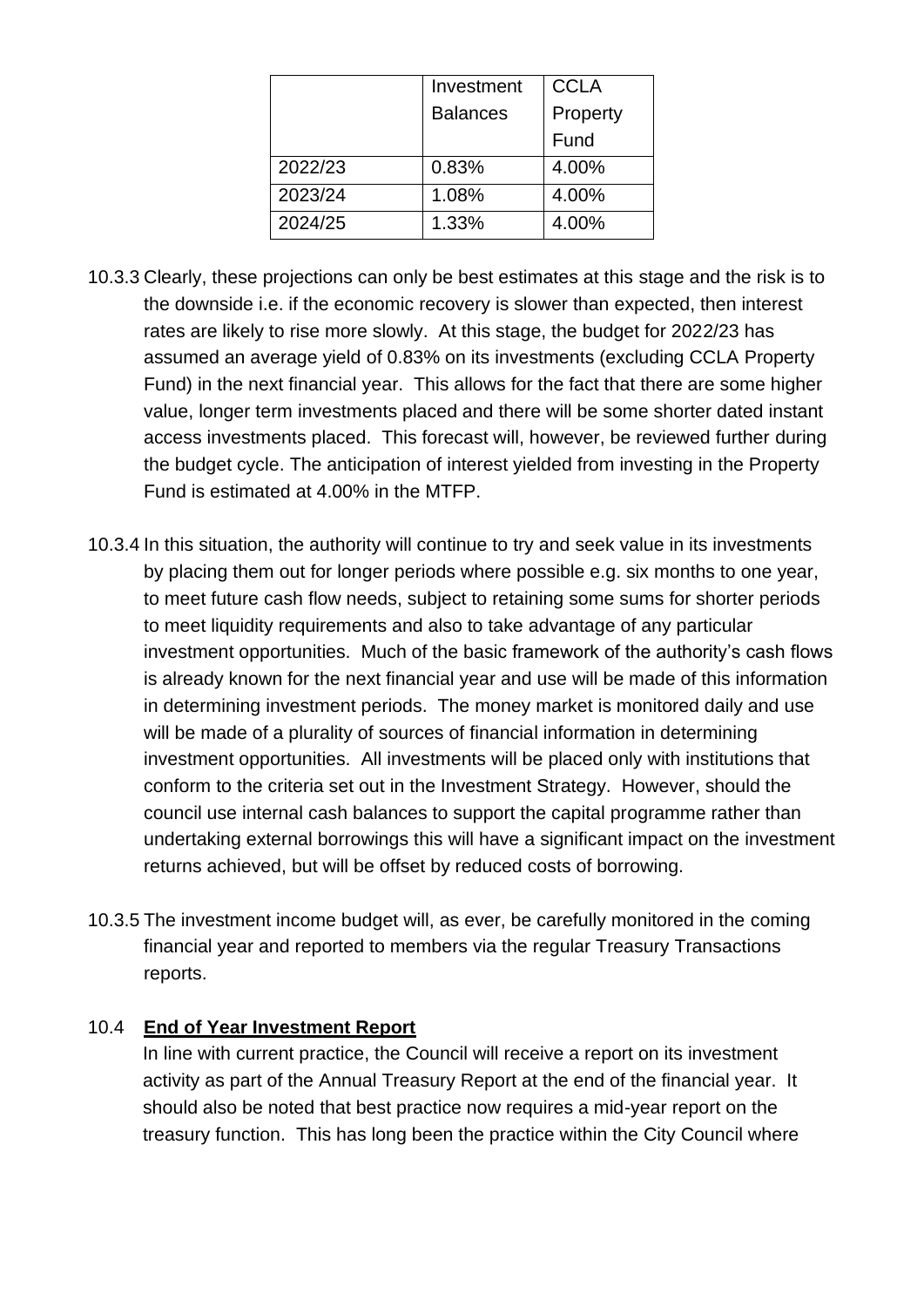|  | Investment Balances | CCLA Property Fund |
|---|---|---|
| 2022/23 | 0.83% | 4.00% |
| 2023/24 | 1.08% | 4.00% |
| 2024/25 | 1.33% | 4.00% |

10.3.3 Clearly, these projections can only be best estimates at this stage and the risk is to the downside i.e. if the economic recovery is slower than expected, then interest rates are likely to rise more slowly. At this stage, the budget for 2022/23 has assumed an average yield of 0.83% on its investments (excluding CCLA Property Fund) in the next financial year. This allows for the fact that there are some higher value, longer term investments placed and there will be some shorter dated instant access investments placed. This forecast will, however, be reviewed further during the budget cycle. The anticipation of interest yielded from investing in the Property Fund is estimated at 4.00% in the MTFP.

10.3.4 In this situation, the authority will continue to try and seek value in its investments by placing them out for longer periods where possible e.g. six months to one year, to meet future cash flow needs, subject to retaining some sums for shorter periods to meet liquidity requirements and also to take advantage of any particular investment opportunities. Much of the basic framework of the authority's cash flows is already known for the next financial year and use will be made of this information in determining investment periods. The money market is monitored daily and use will be made of a plurality of sources of financial information in determining investment opportunities. All investments will be placed only with institutions that conform to the criteria set out in the Investment Strategy. However, should the council use internal cash balances to support the capital programme rather than undertaking external borrowings this will have a significant impact on the investment returns achieved, but will be offset by reduced costs of borrowing.

10.3.5 The investment income budget will, as ever, be carefully monitored in the coming financial year and reported to members via the regular Treasury Transactions reports.

## 10.4 **End of Year Investment Report**

In line with current practice, the Council will receive a report on its investment activity as part of the Annual Treasury Report at the end of the financial year. It should also be noted that best practice now requires a mid-year report on the treasury function. This has long been the practice within the City Council where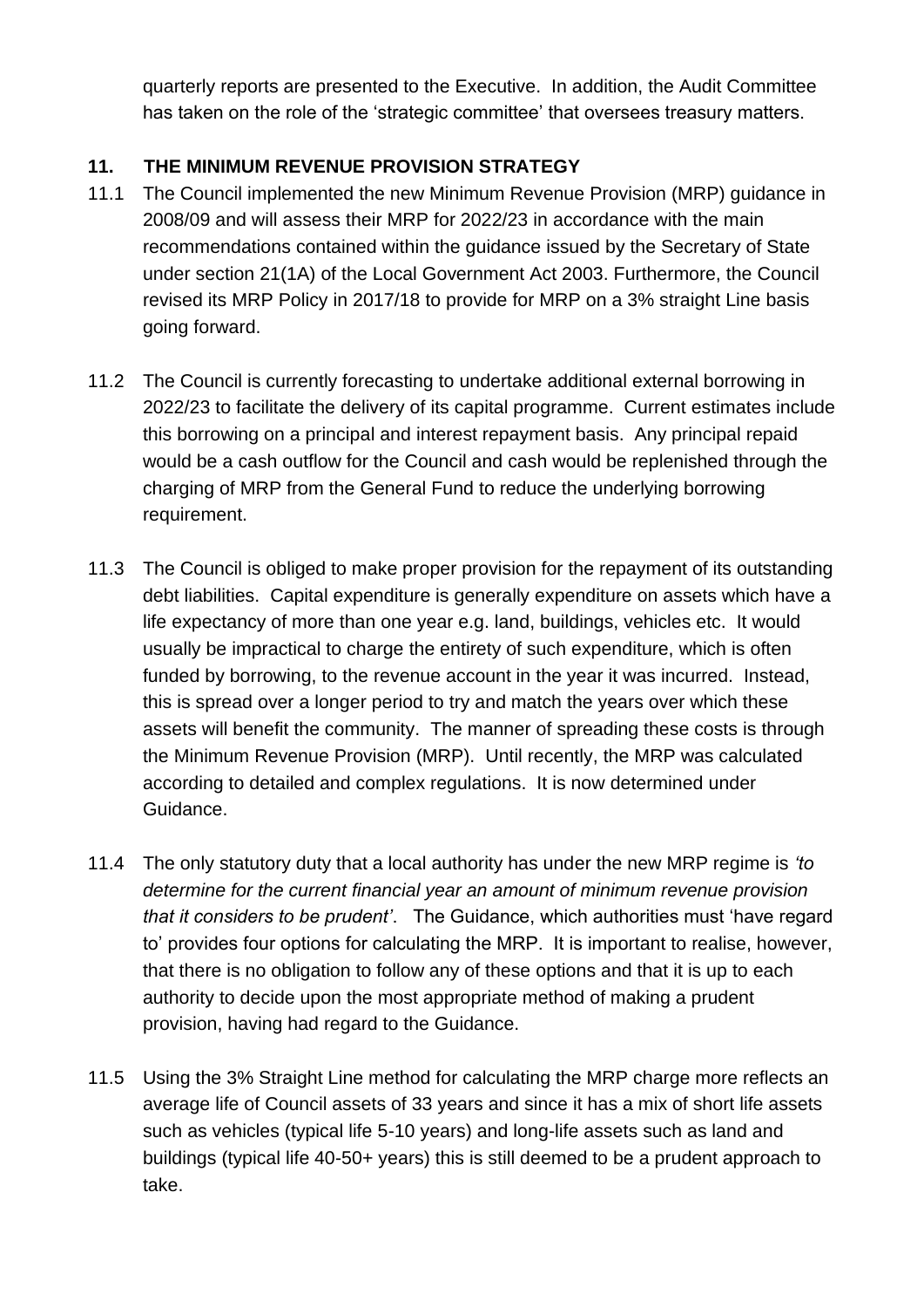quarterly reports are presented to the Executive. In addition, the Audit Committee has taken on the role of the 'strategic committee' that oversees treasury matters.

## 11. THE MINIMUM REVENUE PROVISION STRATEGY

11.1 The Council implemented the new Minimum Revenue Provision (MRP) guidance in 2008/09 and will assess their MRP for 2022/23 in accordance with the main recommendations contained within the guidance issued by the Secretary of State under section 21(1A) of the Local Government Act 2003. Furthermore, the Council revised its MRP Policy in 2017/18 to provide for MRP on a 3% straight Line basis going forward.

11.2 The Council is currently forecasting to undertake additional external borrowing in 2022/23 to facilitate the delivery of its capital programme. Current estimates include this borrowing on a principal and interest repayment basis. Any principal repaid would be a cash outflow for the Council and cash would be replenished through the charging of MRP from the General Fund to reduce the underlying borrowing requirement.

11.3 The Council is obliged to make proper provision for the repayment of its outstanding debt liabilities. Capital expenditure is generally expenditure on assets which have a life expectancy of more than one year e.g. land, buildings, vehicles etc. It would usually be impractical to charge the entirety of such expenditure, which is often funded by borrowing, to the revenue account in the year it was incurred. Instead, this is spread over a longer period to try and match the years over which these assets will benefit the community. The manner of spreading these costs is through the Minimum Revenue Provision (MRP). Until recently, the MRP was calculated according to detailed and complex regulations. It is now determined under Guidance.

11.4 The only statutory duty that a local authority has under the new MRP regime is *'to determine for the current financial year an amount of minimum revenue provision that it considers to be prudent'*. The Guidance, which authorities must 'have regard to' provides four options for calculating the MRP. It is important to realise, however, that there is no obligation to follow any of these options and that it is up to each authority to decide upon the most appropriate method of making a prudent provision, having had regard to the Guidance.

11.5 Using the 3% Straight Line method for calculating the MRP charge more reflects an average life of Council assets of 33 years and since it has a mix of short life assets such as vehicles (typical life 5-10 years) and long-life assets such as land and buildings (typical life 40-50+ years) this is still deemed to be a prudent approach to take.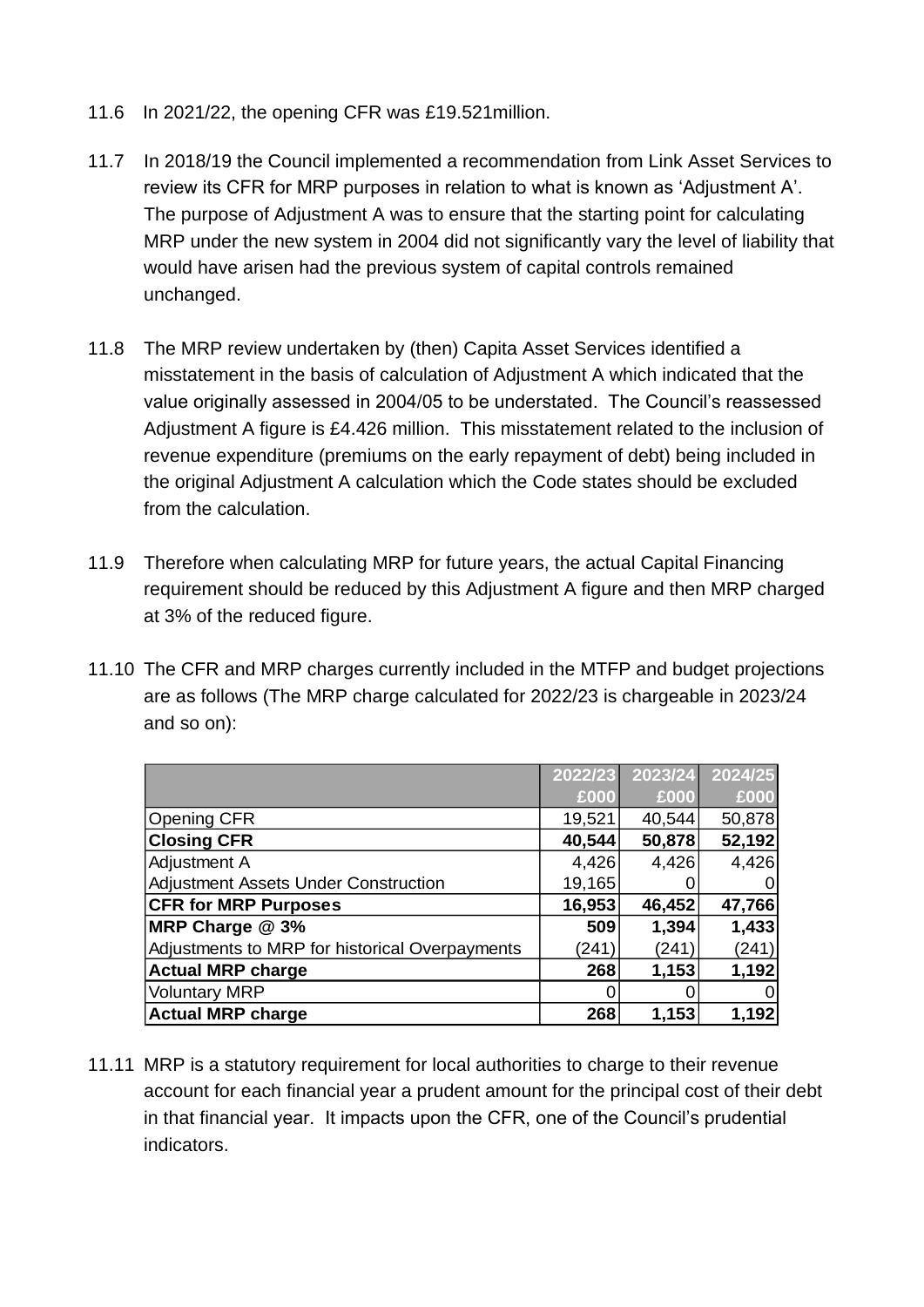11.6 In 2021/22, the opening CFR was £19.521million.

11.7 In 2018/19 the Council implemented a recommendation from Link Asset Services to review its CFR for MRP purposes in relation to what is known as 'Adjustment A'. The purpose of Adjustment A was to ensure that the starting point for calculating MRP under the new system in 2004 did not significantly vary the level of liability that would have arisen had the previous system of capital controls remained unchanged.

11.8 The MRP review undertaken by (then) Capita Asset Services identified a misstatement in the basis of calculation of Adjustment A which indicated that the value originally assessed in 2004/05 to be understated. The Council's reassessed Adjustment A figure is £4.426 million. This misstatement related to the inclusion of revenue expenditure (premiums on the early repayment of debt) being included in the original Adjustment A calculation which the Code states should be excluded from the calculation.

11.9 Therefore when calculating MRP for future years, the actual Capital Financing requirement should be reduced by this Adjustment A figure and then MRP charged at 3% of the reduced figure.

11.10 The CFR and MRP charges currently included in the MTFP and budget projections are as follows (The MRP charge calculated for 2022/23 is chargeable in 2023/24 and so on):

| | 2022/23 £000 | 2023/24 £000 | 2024/25 £000 |
|---|---|---|---|
| Opening CFR | 19,521 | 40,544 | 50,878 |
| **Closing CFR** | **40,544** | **50,878** | **52,192** |
| Adjustment A | 4,426 | 4,426 | 4,426 |
| Adjustment Assets Under Construction | 19,165 | 0 | 0 |
| **CFR for MRP Purposes** | **16,953** | **46,452** | **47,766** |
| **MRP Charge @ 3%** | **509** | **1,394** | **1,433** |
| Adjustments to MRP for historical Overpayments | (241) | (241) | (241) |
| **Actual MRP charge** | **268** | **1,153** | **1,192** |
| Voluntary MRP | 0 | 0 | 0 |
| **Actual MRP charge** | **268** | **1,153** | **1,192** |

11.11 MRP is a statutory requirement for local authorities to charge to their revenue account for each financial year a prudent amount for the principal cost of their debt in that financial year. It impacts upon the CFR, one of the Council's prudential indicators.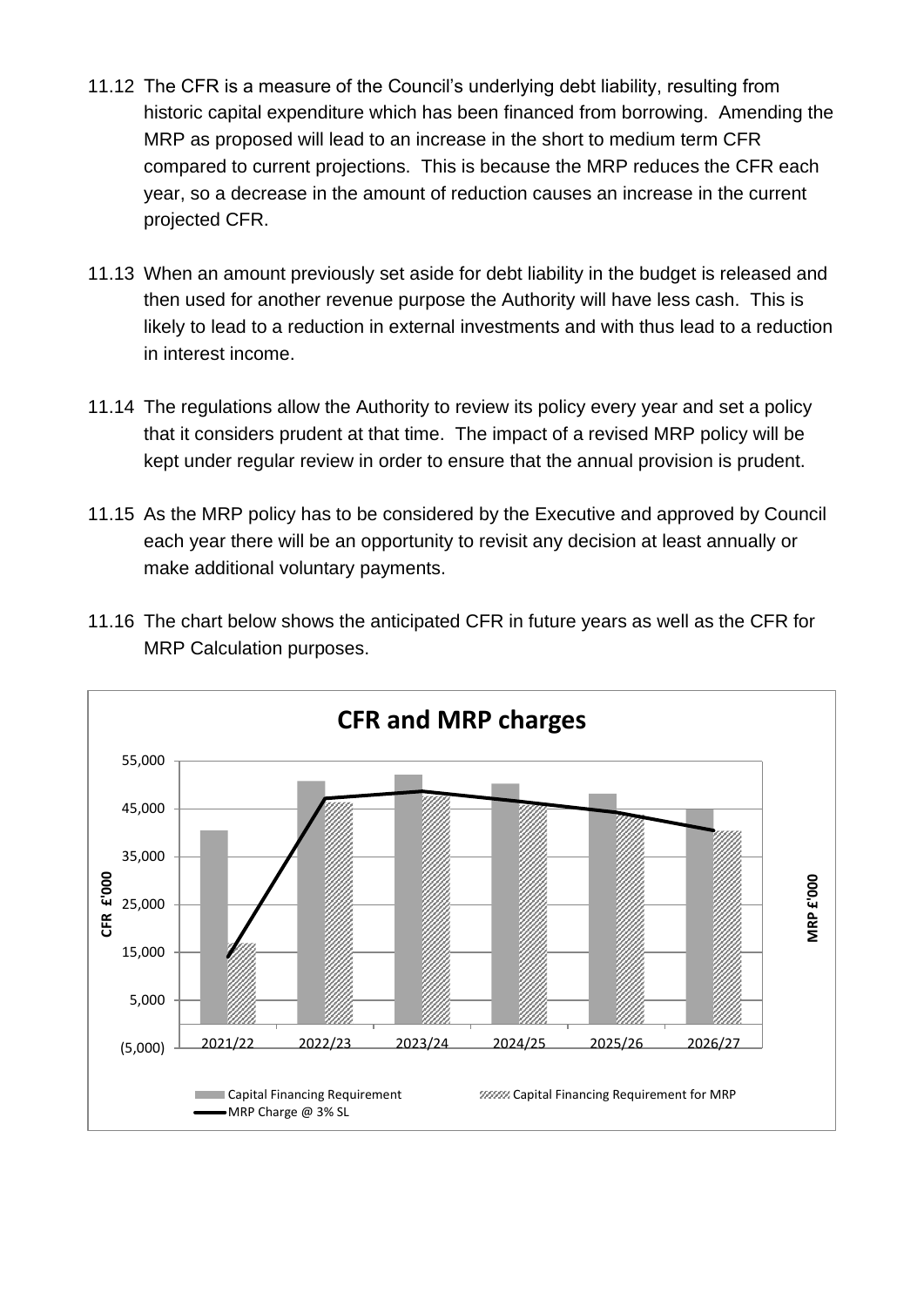11.12 The CFR is a measure of the Council's underlying debt liability, resulting from historic capital expenditure which has been financed from borrowing. Amending the MRP as proposed will lead to an increase in the short to medium term CFR compared to current projections. This is because the MRP reduces the CFR each year, so a decrease in the amount of reduction causes an increase in the current projected CFR.

11.13 When an amount previously set aside for debt liability in the budget is released and then used for another revenue purpose the Authority will have less cash. This is likely to lead to a reduction in external investments and with thus lead to a reduction in interest income.

11.14 The regulations allow the Authority to review its policy every year and set a policy that it considers prudent at that time. The impact of a revised MRP policy will be kept under regular review in order to ensure that the annual provision is prudent.

11.15 As the MRP policy has to be considered by the Executive and approved by Council each year there will be an opportunity to revisit any decision at least annually or make additional voluntary payments.

11.16 The chart below shows the anticipated CFR in future years as well as the CFR for MRP Calculation purposes.

**CFR and MRP charges**

Legend: Capital Financing Requirement; Capital Financing Requirement for MRP; MRP Charge @ 3% SL

Axes: CFR £'000 (left, (5,000) to 55,000); MRP £'000 (right)

Years: 2021/22, 2022/23, 2023/24, 2024/25, 2025/26, 2026/27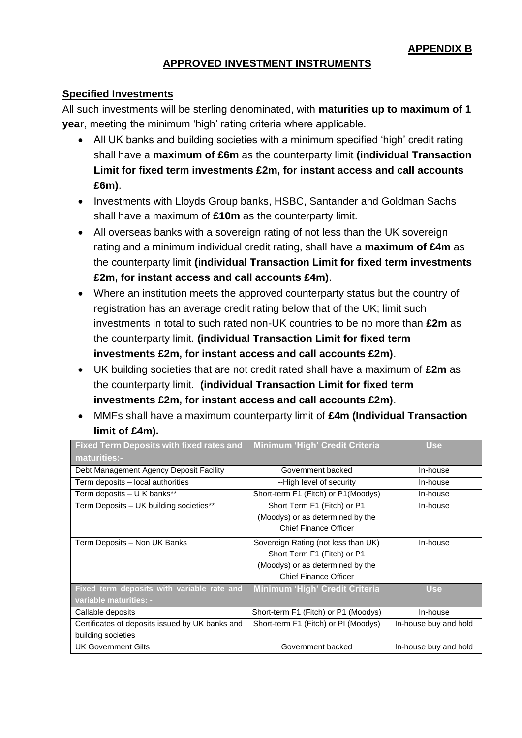**APPENDIX B**

## APPROVED INVESTMENT INSTRUMENTS

### Specified Investments

All such investments will be sterling denominated, with **maturities up to maximum of 1 year**, meeting the minimum 'high' rating criteria where applicable.

- All UK banks and building societies with a minimum specified 'high' credit rating shall have a **maximum of £6m** as the counterparty limit **(individual Transaction Limit for fixed term investments £2m, for instant access and call accounts £6m)**.
- Investments with Lloyds Group banks, HSBC, Santander and Goldman Sachs shall have a maximum of **£10m** as the counterparty limit.
- All overseas banks with a sovereign rating of not less than the UK sovereign rating and a minimum individual credit rating, shall have a **maximum of £4m** as the counterparty limit **(individual Transaction Limit for fixed term investments £2m, for instant access and call accounts £4m)**.
- Where an institution meets the approved counterparty status but the country of registration has an average credit rating below that of the UK; limit such investments in total to such rated non-UK countries to be no more than **£2m** as the counterparty limit. **(individual Transaction Limit for fixed term investments £2m, for instant access and call accounts £2m)**.
- UK building societies that are not credit rated shall have a maximum of **£2m** as the counterparty limit. **(individual Transaction Limit for fixed term investments £2m, for instant access and call accounts £2m)**.
- MMFs shall have a maximum counterparty limit of **£4m (Individual Transaction limit of £4m).**

| Fixed Term Deposits with fixed rates and maturities:- | Minimum 'High' Credit Criteria | Use |
|---|---|---|
| Debt Management Agency Deposit Facility | Government backed | In-house |
| Term deposits – local authorities | --High level of security | In-house |
| Term deposits – U K banks** | Short-term F1 (Fitch) or P1(Moodys) | In-house |
| Term Deposits – UK building societies** | Short Term F1 (Fitch) or P1 (Moodys) or as determined by the Chief Finance Officer | In-house |
| Term Deposits – Non UK Banks | Sovereign Rating (not less than UK) Short Term F1 (Fitch) or P1 (Moodys) or as determined by the Chief Finance Officer | In-house |
| **Fixed term deposits with variable rate and variable maturities: -** | **Minimum 'High' Credit Criteria** | **Use** |
| Callable deposits | Short-term F1 (Fitch) or P1 (Moodys) | In-house |
| Certificates of deposits issued by UK banks and building societies | Short-term F1 (Fitch) or PI (Moodys) | In-house buy and hold |
| UK Government Gilts | Government backed | In-house buy and hold |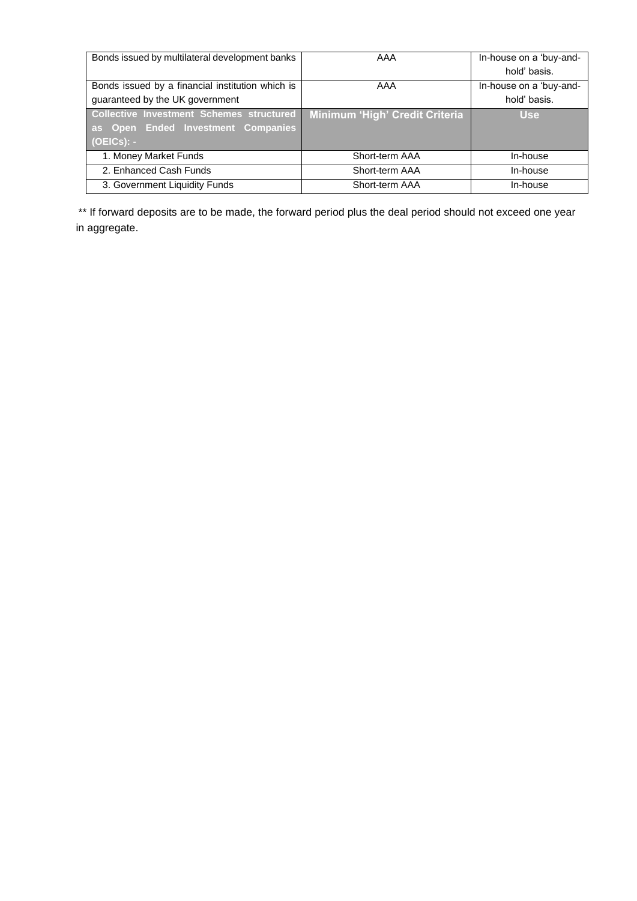| Bonds issued by multilateral development banks | AAA | In-house on a 'buy-and-hold' basis. |
|---|---|---|
| Bonds issued by a financial institution which is guaranteed by the UK government | AAA | In-house on a 'buy-and-hold' basis. |
| **Collective Investment Schemes structured as Open Ended Investment Companies (OEICs): -** | **Minimum 'High' Credit Criteria** | **Use** |
| 1. Money Market Funds | Short-term AAA | In-house |
| 2. Enhanced Cash Funds | Short-term AAA | In-house |
| 3. Government Liquidity Funds | Short-term AAA | In-house |

** If forward deposits are to be made, the forward period plus the deal period should not exceed one year in aggregate.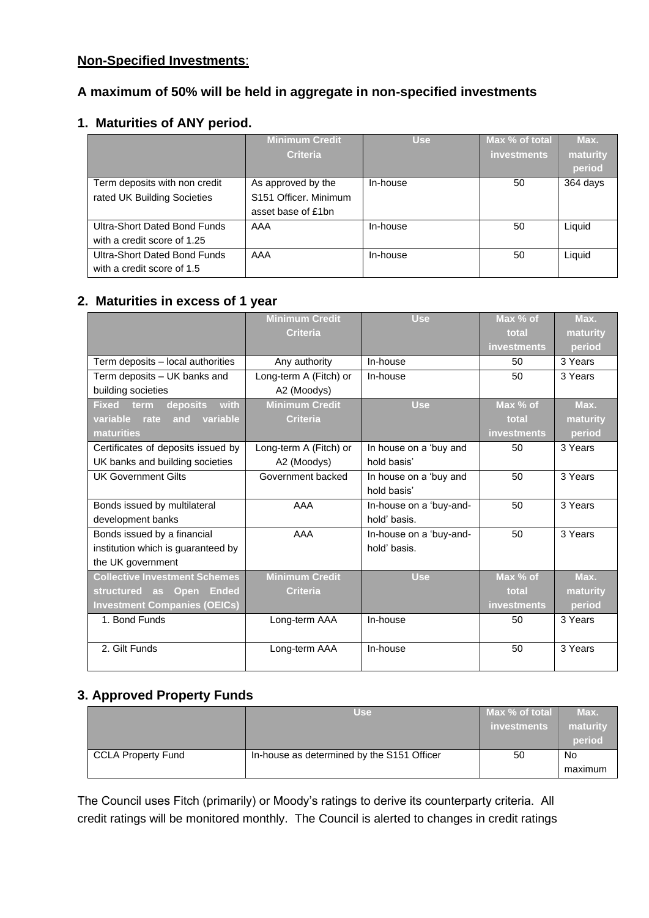**Non-Specified Investments**:

## A maximum of 50% will be held in aggregate in non-specified investments

### 1. Maturities of ANY period.

| | Minimum Credit Criteria | Use | Max % of total investments | Max. maturity period |
|---|---|---|---|---|
| Term deposits with non credit rated UK Building Societies | As approved by the S151 Officer. Minimum asset base of £1bn | In-house | 50 | 364 days |
| Ultra-Short Dated Bond Funds with a credit score of 1.25 | AAA | In-house | 50 | Liquid |
| Ultra-Short Dated Bond Funds with a credit score of 1.5 | AAA | In-house | 50 | Liquid |

### 2. Maturities in excess of 1 year

| | Minimum Credit Criteria | Use | Max % of total investments | Max. maturity period |
|---|---|---|---|---|
| Term deposits – local authorities | Any authority | In-house | 50 | 3 Years |
| Term deposits – UK banks and building societies | Long-term A (Fitch) or A2 (Moodys) | In-house | 50 | 3 Years |
| **Fixed term deposits with variable rate and variable maturities** | **Minimum Credit Criteria** | **Use** | **Max % of total investments** | **Max. maturity period** |
| Certificates of deposits issued by UK banks and building societies | Long-term A (Fitch) or A2 (Moodys) | In house on a 'buy and hold basis' | 50 | 3 Years |
| UK Government Gilts | Government backed | In house on a 'buy and hold basis' | 50 | 3 Years |
| Bonds issued by multilateral development banks | AAA | In-house on a 'buy-and-hold' basis. | 50 | 3 Years |
| Bonds issued by a financial institution which is guaranteed by the UK government | AAA | In-house on a 'buy-and-hold' basis. | 50 | 3 Years |
| **Collective Investment Schemes structured as Open Ended Investment Companies (OEICs)** | **Minimum Credit Criteria** | **Use** | **Max % of total investments** | **Max. maturity period** |
| 1. Bond Funds | Long-term AAA | In-house | 50 | 3 Years |
| 2. Gilt Funds | Long-term AAA | In-house | 50 | 3 Years |

### 3. Approved Property Funds

| | Use | Max % of total investments | Max. maturity period |
|---|---|---|---|
| CCLA Property Fund | In-house as determined by the S151 Officer | 50 | No maximum |

The Council uses Fitch (primarily) or Moody's ratings to derive its counterparty criteria. All credit ratings will be monitored monthly. The Council is alerted to changes in credit ratings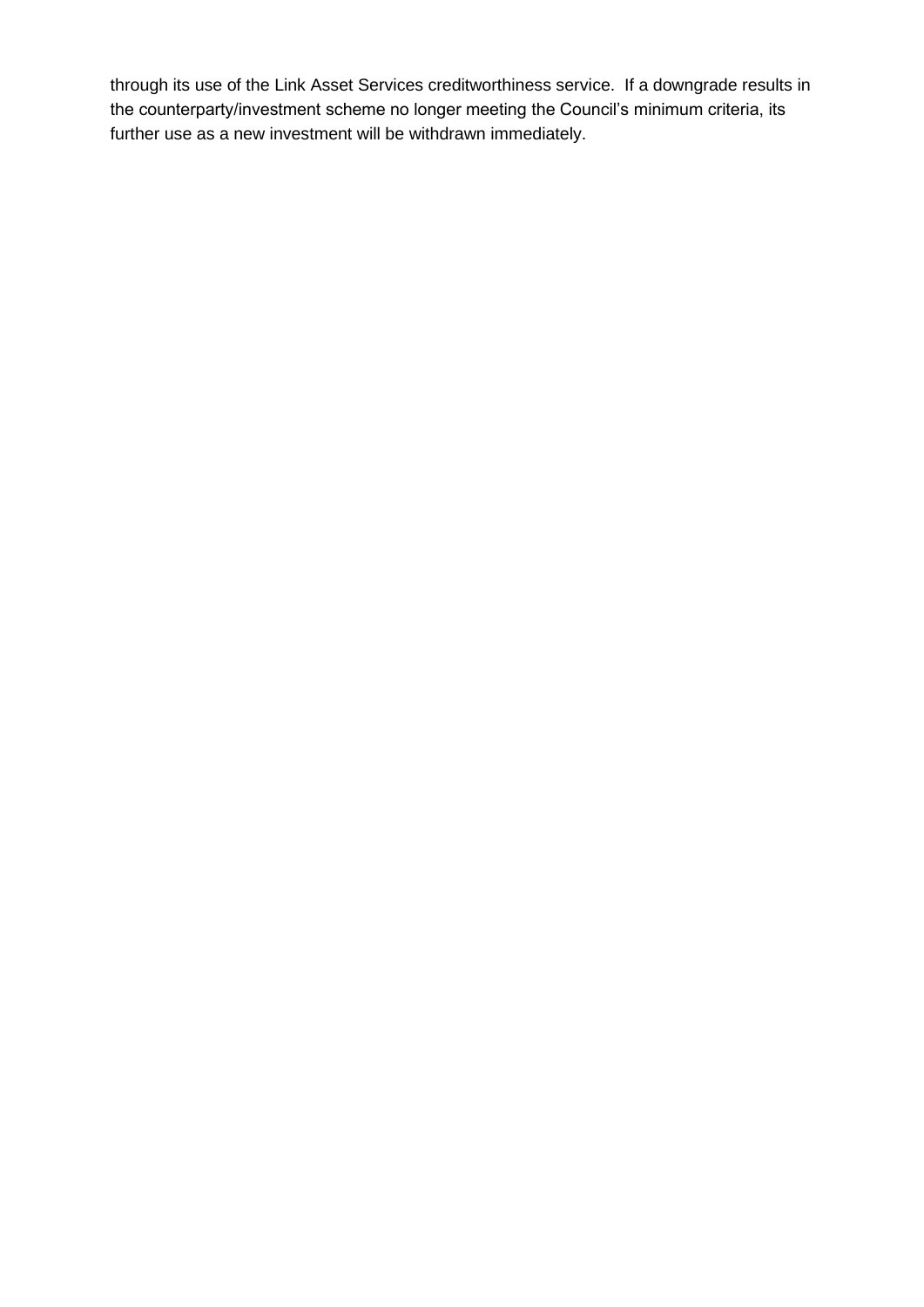through its use of the Link Asset Services creditworthiness service. If a downgrade results in the counterparty/investment scheme no longer meeting the Council's minimum criteria, its further use as a new investment will be withdrawn immediately.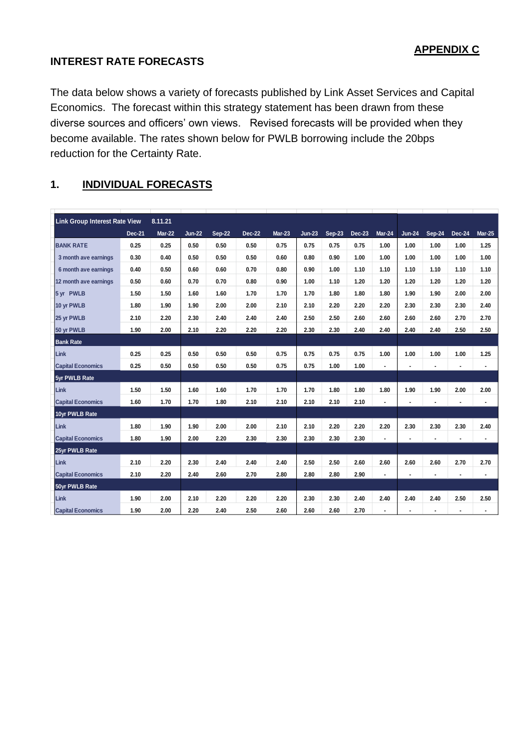**APPENDIX C**

## INTEREST RATE FORECASTS

The data below shows a variety of forecasts published by Link Asset Services and Capital Economics. The forecast within this strategy statement has been drawn from these diverse sources and officers' own views. Revised forecasts will be provided when they become available. The rates shown below for PWLB borrowing include the 20bps reduction for the Certainty Rate.

### 1. INDIVIDUAL FORECASTS

| Link Group Interest Rate View | 8.11.21 | | | | | | | | | | | | | |
|---|---|---|---|---|---|---|---|---|---|---|---|---|---|---|
| | Dec-21 | Mar-22 | Jun-22 | Sep-22 | Dec-22 | Mar-23 | Jun-23 | Sep-23 | Dec-23 | Mar-24 | Jun-24 | Sep-24 | Dec-24 | Mar-25 |
| BANK RATE | 0.25 | 0.25 | 0.50 | 0.50 | 0.50 | 0.75 | 0.75 | 0.75 | 0.75 | 1.00 | 1.00 | 1.00 | 1.00 | 1.25 |
| 3 month ave earnings | 0.30 | 0.40 | 0.50 | 0.50 | 0.50 | 0.60 | 0.80 | 0.90 | 1.00 | 1.00 | 1.00 | 1.00 | 1.00 | 1.00 |
| 6 month ave earnings | 0.40 | 0.50 | 0.60 | 0.60 | 0.70 | 0.80 | 0.90 | 1.00 | 1.10 | 1.10 | 1.10 | 1.10 | 1.10 | 1.10 |
| 12 month ave earnings | 0.50 | 0.60 | 0.70 | 0.70 | 0.80 | 0.90 | 1.00 | 1.10 | 1.20 | 1.20 | 1.20 | 1.20 | 1.20 | 1.20 |
| 5 yr PWLB | 1.50 | 1.50 | 1.60 | 1.60 | 1.70 | 1.70 | 1.70 | 1.80 | 1.80 | 1.80 | 1.90 | 1.90 | 2.00 | 2.00 |
| 10 yr PWLB | 1.80 | 1.90 | 1.90 | 2.00 | 2.00 | 2.10 | 2.10 | 2.20 | 2.20 | 2.20 | 2.30 | 2.30 | 2.30 | 2.40 |
| 25 yr PWLB | 2.10 | 2.20 | 2.30 | 2.40 | 2.40 | 2.40 | 2.50 | 2.50 | 2.60 | 2.60 | 2.60 | 2.60 | 2.70 | 2.70 |
| 50 yr PWLB | 1.90 | 2.00 | 2.10 | 2.20 | 2.20 | 2.20 | 2.30 | 2.30 | 2.40 | 2.40 | 2.40 | 2.40 | 2.50 | 2.50 |
| **Bank Rate** | | | | | | | | | | | | | | |
| Link | 0.25 | 0.25 | 0.50 | 0.50 | 0.50 | 0.75 | 0.75 | 0.75 | 0.75 | 1.00 | 1.00 | 1.00 | 1.00 | 1.25 |
| Capital Economics | 0.25 | 0.50 | 0.50 | 0.50 | 0.50 | 0.75 | 0.75 | 1.00 | 1.00 | - | - | - | - | - |
| **5yr PWLB Rate** | | | | | | | | | | | | | | |
| Link | 1.50 | 1.50 | 1.60 | 1.60 | 1.70 | 1.70 | 1.70 | 1.80 | 1.80 | 1.80 | 1.90 | 1.90 | 2.00 | 2.00 |
| Capital Economics | 1.60 | 1.70 | 1.70 | 1.80 | 2.10 | 2.10 | 2.10 | 2.10 | 2.10 | - | - | - | - | - |
| **10yr PWLB Rate** | | | | | | | | | | | | | | |
| Link | 1.80 | 1.90 | 1.90 | 2.00 | 2.00 | 2.10 | 2.10 | 2.20 | 2.20 | 2.20 | 2.30 | 2.30 | 2.30 | 2.40 |
| Capital Economics | 1.80 | 1.90 | 2.00 | 2.20 | 2.30 | 2.30 | 2.30 | 2.30 | 2.30 | - | - | - | - | - |
| **25yr PWLB Rate** | | | | | | | | | | | | | | |
| Link | 2.10 | 2.20 | 2.30 | 2.40 | 2.40 | 2.40 | 2.50 | 2.50 | 2.60 | 2.60 | 2.60 | 2.60 | 2.70 | 2.70 |
| Capital Economics | 2.10 | 2.20 | 2.40 | 2.60 | 2.70 | 2.80 | 2.80 | 2.80 | 2.90 | - | - | - | - | - |
| **50yr PWLB Rate** | | | | | | | | | | | | | | |
| Link | 1.90 | 2.00 | 2.10 | 2.20 | 2.20 | 2.20 | 2.30 | 2.30 | 2.40 | 2.40 | 2.40 | 2.40 | 2.50 | 2.50 |
| Capital Economics | 1.90 | 2.00 | 2.20 | 2.40 | 2.50 | 2.60 | 2.60 | 2.60 | 2.70 | - | - | - | - | - |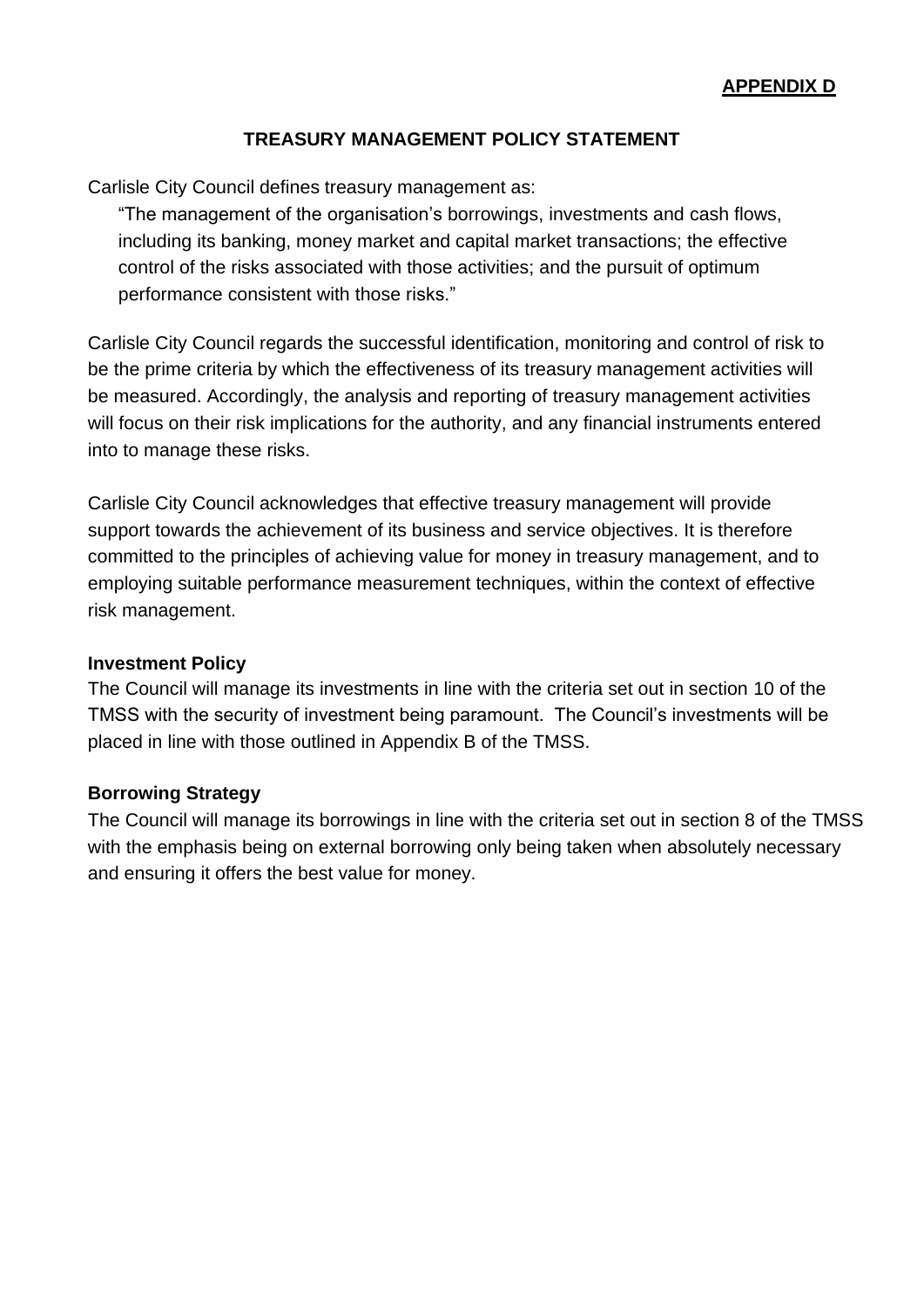**APPENDIX D**

## TREASURY MANAGEMENT POLICY STATEMENT

Carlisle City Council defines treasury management as:

> "The management of the organisation's borrowings, investments and cash flows, including its banking, money market and capital market transactions; the effective control of the risks associated with those activities; and the pursuit of optimum performance consistent with those risks."

Carlisle City Council regards the successful identification, monitoring and control of risk to be the prime criteria by which the effectiveness of its treasury management activities will be measured. Accordingly, the analysis and reporting of treasury management activities will focus on their risk implications for the authority, and any financial instruments entered into to manage these risks.

Carlisle City Council acknowledges that effective treasury management will provide support towards the achievement of its business and service objectives. It is therefore committed to the principles of achieving value for money in treasury management, and to employing suitable performance measurement techniques, within the context of effective risk management.

**Investment Policy**

The Council will manage its investments in line with the criteria set out in section 10 of the TMSS with the security of investment being paramount. The Council's investments will be placed in line with those outlined in Appendix B of the TMSS.

**Borrowing Strategy**

The Council will manage its borrowings in line with the criteria set out in section 8 of the TMSS with the emphasis being on external borrowing only being taken when absolutely necessary and ensuring it offers the best value for money.